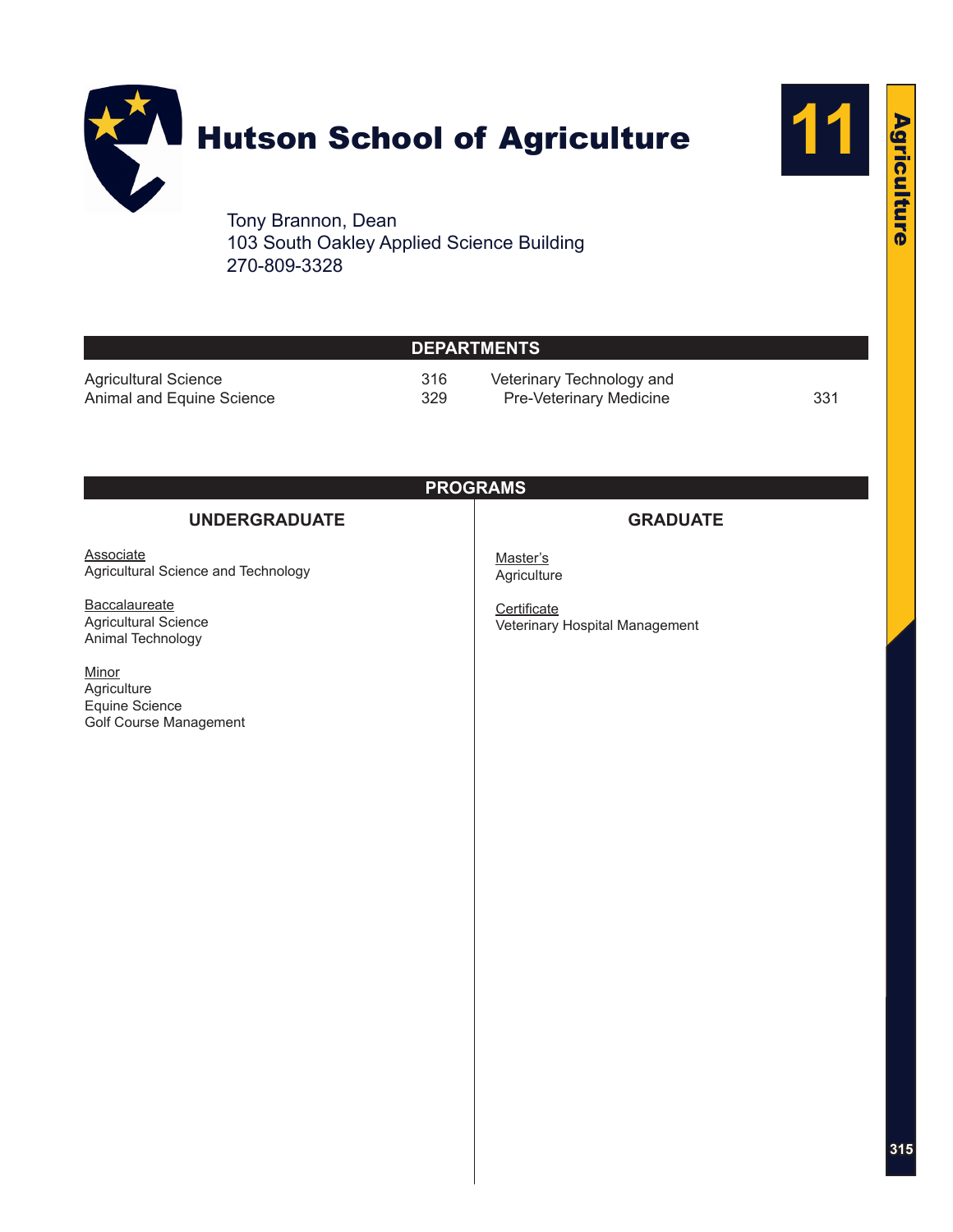# Hutson School of Agriculture

Tony Brannon, Dean
103 South Oakley Applied Science Building
270-809-3328

## DEPARTMENTS

| Department | Page |
|---|---|
| Agricultural Science | 316 |
| Animal and Equine Science | 329 |
| Veterinary Technology and Pre-Veterinary Medicine | 331 |

## PROGRAMS

### UNDERGRADUATE

Associate
Agricultural Science and Technology

Baccalaureate
Agricultural Science
Animal Technology

Minor
Agriculture
Equine Science
Golf Course Management

### GRADUATE

Master's
Agriculture

Certificate
Veterinary Hospital Management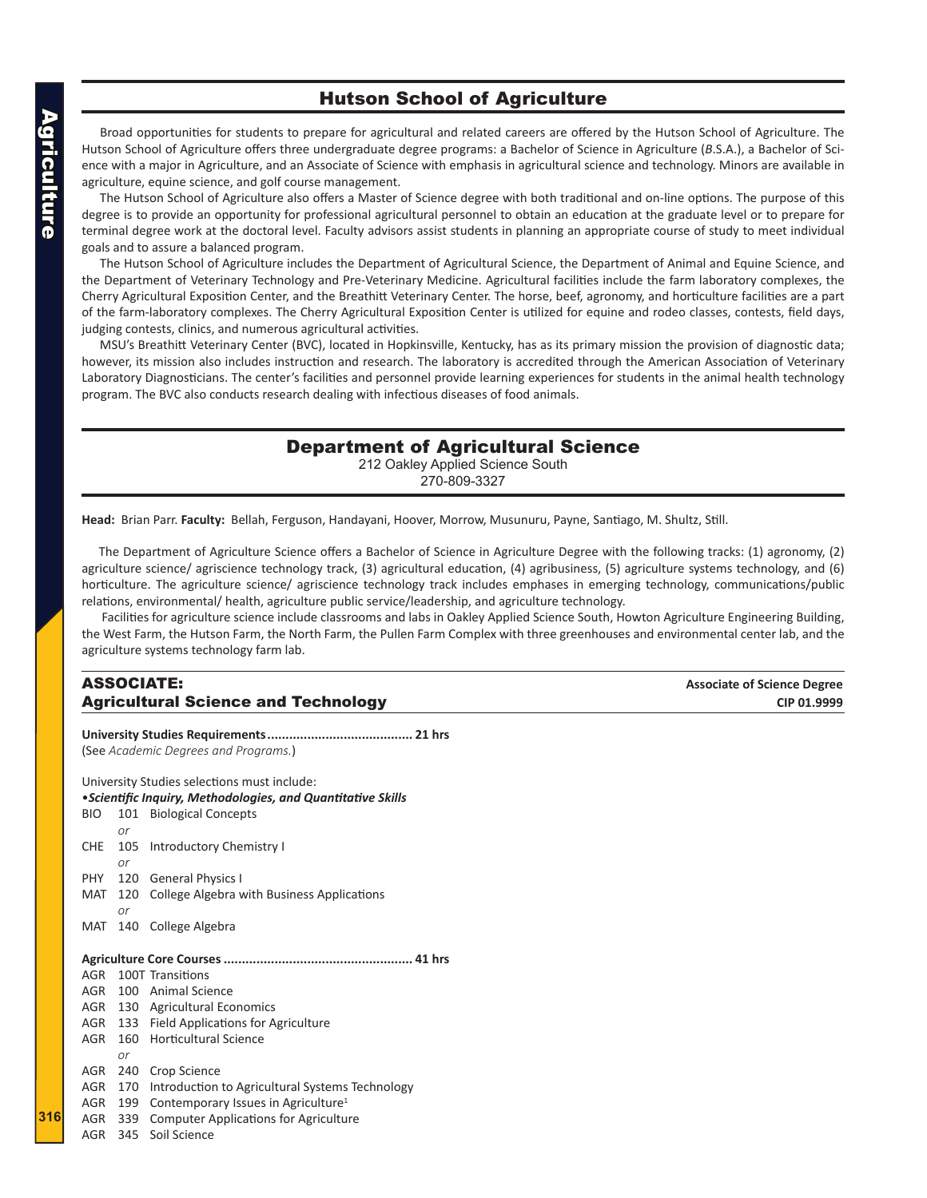## Hutson School of Agriculture

Broad opportunities for students to prepare for agricultural and related careers are offered by the Hutson School of Agriculture. The Hutson School of Agriculture offers three undergraduate degree programs: a Bachelor of Science in Agriculture (*B*.S.A.), a Bachelor of Science with a major in Agriculture, and an Associate of Science with emphasis in agricultural science and technology. Minors are available in agriculture, equine science, and golf course management.

The Hutson School of Agriculture also offers a Master of Science degree with both traditional and on-line options. The purpose of this degree is to provide an opportunity for professional agricultural personnel to obtain an education at the graduate level or to prepare for terminal degree work at the doctoral level. Faculty advisors assist students in planning an appropriate course of study to meet individual goals and to assure a balanced program.

The Hutson School of Agriculture includes the Department of Agricultural Science, the Department of Animal and Equine Science, and the Department of Veterinary Technology and Pre-Veterinary Medicine. Agricultural facilities include the farm laboratory complexes, the Cherry Agricultural Exposition Center, and the Breathitt Veterinary Center. The horse, beef, agronomy, and horticulture facilities are a part of the farm-laboratory complexes. The Cherry Agricultural Exposition Center is utilized for equine and rodeo classes, contests, field days, judging contests, clinics, and numerous agricultural activities.

MSU's Breathitt Veterinary Center (BVC), located in Hopkinsville, Kentucky, has as its primary mission the provision of diagnostic data; however, its mission also includes instruction and research. The laboratory is accredited through the American Association of Veterinary Laboratory Diagnosticians. The center's facilities and personnel provide learning experiences for students in the animal health technology program. The BVC also conducts research dealing with infectious diseases of food animals.

## Department of Agricultural Science

212 Oakley Applied Science South
270-809-3327

**Head:** Brian Parr. **Faculty:** Bellah, Ferguson, Handayani, Hoover, Morrow, Musunuru, Payne, Santiago, M. Shultz, Still.

The Department of Agriculture Science offers a Bachelor of Science in Agriculture Degree with the following tracks: (1) agronomy, (2) agriculture science/ agriscience technology track, (3) agricultural education, (4) agribusiness, (5) agriculture systems technology, and (6) horticulture. The agriculture science/ agriscience technology track includes emphases in emerging technology, communications/public relations, environmental/ health, agriculture public service/leadership, and agriculture technology.

Facilities for agriculture science include classrooms and labs in Oakley Applied Science South, Howton Agriculture Engineering Building, the West Farm, the Hutson Farm, the North Farm, the Pullen Farm Complex with three greenhouses and environmental center lab, and the agriculture systems technology farm lab.

### ASSOCIATE: Agricultural Science and Technology

**Associate of Science Degree**
**CIP 01.9999**

**University Studies Requirements........................................ 21 hrs**
(See *Academic Degrees and Programs.*)

University Studies selections must include:

•***Scientific Inquiry, Methodologies, and Quantitative Skills***

BIO 101 Biological Concepts
*or*
CHE 105 Introductory Chemistry I
*or*
PHY 120 General Physics I
MAT 120 College Algebra with Business Applications
*or*
MAT 140 College Algebra

**Agriculture Core Courses .................................................... 41 hrs**

AGR 100T Transitions
AGR 100 Animal Science
AGR 130 Agricultural Economics
AGR 133 Field Applications for Agriculture
AGR 160 Horticultural Science
*or*
AGR 240 Crop Science
AGR 170 Introduction to Agricultural Systems Technology
AGR 199 Contemporary Issues in Agriculture[1]
AGR 339 Computer Applications for Agriculture
AGR 345 Soil Science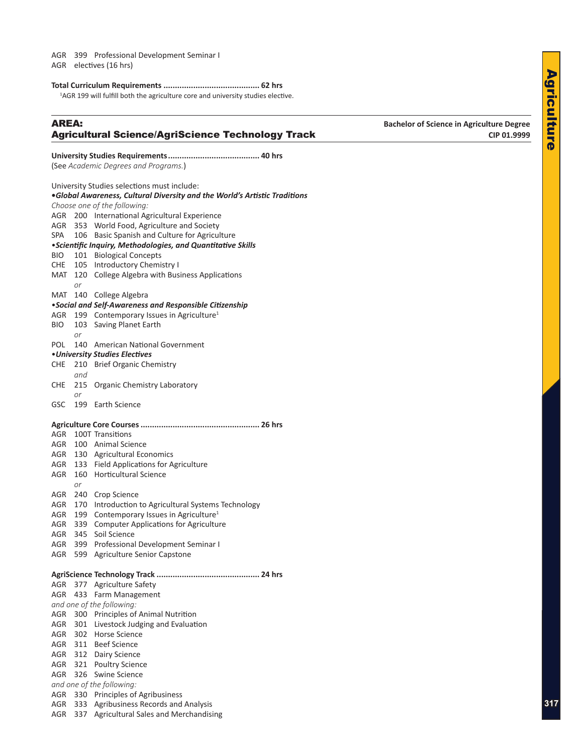AGR 399 Professional Development Seminar I
AGR electives (16 hrs)

**Total Curriculum Requirements .......................................... 62 hrs**

[1]AGR 199 will fulfill both the agriculture core and university studies elective.

## AREA: Agricultural Science/AgriScience Technology Track

**Bachelor of Science in Agriculture Degree**
**CIP 01.9999**

**University Studies Requirements ....................................... 40 hrs**
(See *Academic Degrees and Programs.*)

University Studies selections must include:

***•Global Awareness, Cultural Diversity and the World's Artistic Traditions***

*Choose one of the following:*

AGR 200 International Agricultural Experience
AGR 353 World Food, Agriculture and Society
SPA 106 Basic Spanish and Culture for Agriculture

***•Scientific Inquiry, Methodologies, and Quantitative Skills***

BIO 101 Biological Concepts
CHE 105 Introductory Chemistry I
MAT 120 College Algebra with Business Applications
*or*
MAT 140 College Algebra

***•Social and Self-Awareness and Responsible Citizenship***

AGR 199 Contemporary Issues in Agriculture[1]
BIO 103 Saving Planet Earth
*or*
POL 140 American National Government

***•University Studies Electives***

CHE 210 Brief Organic Chemistry
*and*
CHE 215 Organic Chemistry Laboratory
*or*
GSC 199 Earth Science

**Agriculture Core Courses ................................................... 26 hrs**

AGR 100T Transitions
AGR 100 Animal Science
AGR 130 Agricultural Economics
AGR 133 Field Applications for Agriculture
AGR 160 Horticultural Science
*or*
AGR 240 Crop Science
AGR 170 Introduction to Agricultural Systems Technology
AGR 199 Contemporary Issues in Agriculture[1]
AGR 339 Computer Applications for Agriculture
AGR 345 Soil Science
AGR 399 Professional Development Seminar I
AGR 599 Agriculture Senior Capstone

**AgriScience Technology Track ............................................ 24 hrs**

AGR 377 Agriculture Safety
AGR 433 Farm Management

*and one of the following:*

AGR 300 Principles of Animal Nutrition
AGR 301 Livestock Judging and Evaluation
AGR 302 Horse Science
AGR 311 Beef Science
AGR 312 Dairy Science
AGR 321 Poultry Science
AGR 326 Swine Science

*and one of the following:*

AGR 330 Principles of Agribusiness
AGR 333 Agribusiness Records and Analysis
AGR 337 Agricultural Sales and Merchandising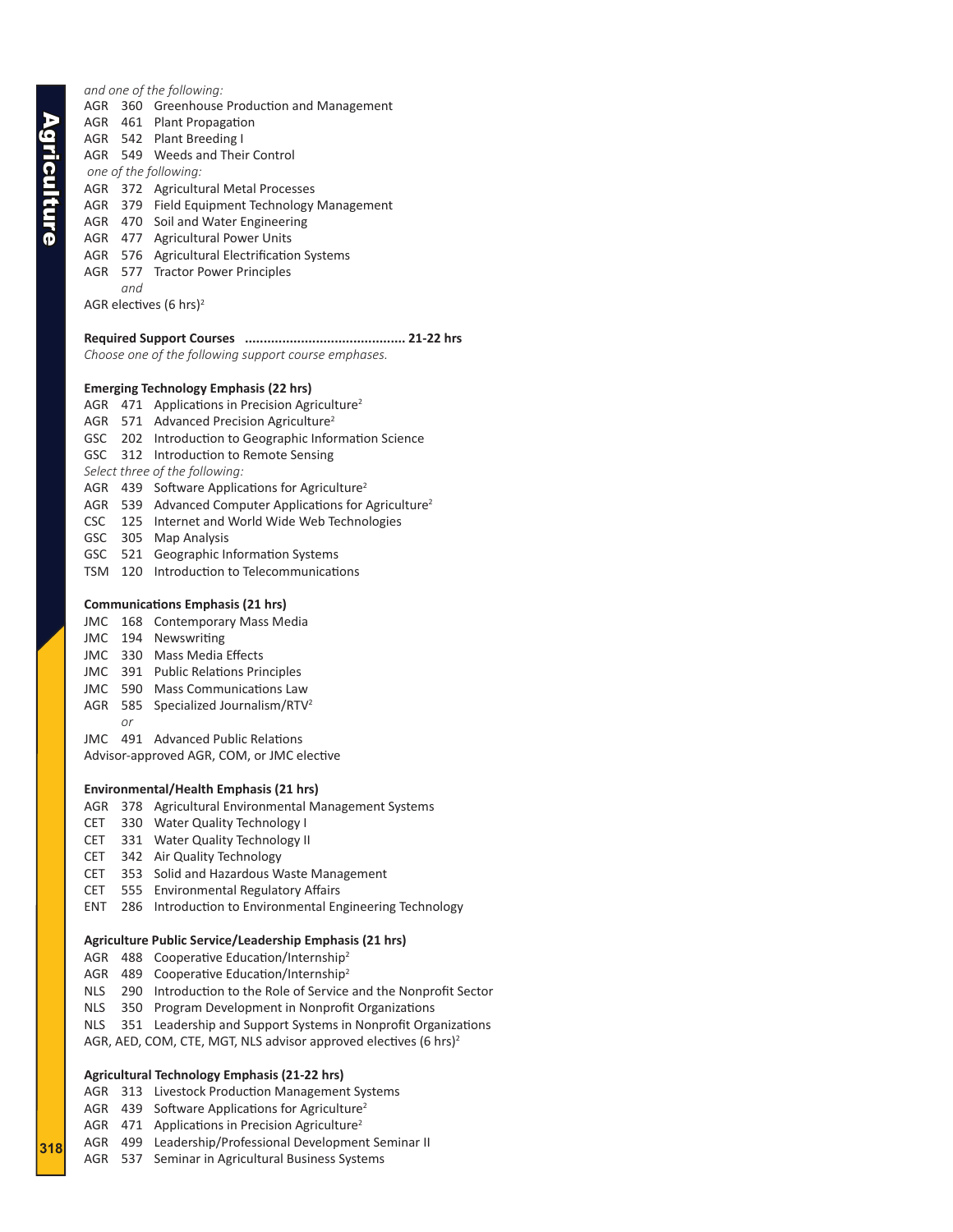*and one of the following:*

AGR 360 Greenhouse Production and Management
AGR 461 Plant Propagation
AGR 542 Plant Breeding I
AGR 549 Weeds and Their Control

*one of the following:*

AGR 372 Agricultural Metal Processes
AGR 379 Field Equipment Technology Management
AGR 470 Soil and Water Engineering
AGR 477 Agricultural Power Units
AGR 576 Agricultural Electrification Systems
AGR 577 Tractor Power Principles

*and*

AGR electives (6 hrs)[2]

**Required Support Courses .......................................... 21-22 hrs**

*Choose one of the following support course emphases.*

**Emerging Technology Emphasis (22 hrs)**

AGR 471 Applications in Precision Agriculture[2]
AGR 571 Advanced Precision Agriculture[2]
GSC 202 Introduction to Geographic Information Science
GSC 312 Introduction to Remote Sensing

*Select three of the following:*

AGR 439 Software Applications for Agriculture[2]
AGR 539 Advanced Computer Applications for Agriculture[2]
CSC 125 Internet and World Wide Web Technologies
GSC 305 Map Analysis
GSC 521 Geographic Information Systems
TSM 120 Introduction to Telecommunications

**Communications Emphasis (21 hrs)**

JMC 168 Contemporary Mass Media
JMC 194 Newswriting
JMC 330 Mass Media Effects
JMC 391 Public Relations Principles
JMC 590 Mass Communications Law
AGR 585 Specialized Journalism/RTV[2]

*or*

JMC 491 Advanced Public Relations
Advisor-approved AGR, COM, or JMC elective

**Environmental/Health Emphasis (21 hrs)**

AGR 378 Agricultural Environmental Management Systems
CET 330 Water Quality Technology I
CET 331 Water Quality Technology II
CET 342 Air Quality Technology
CET 353 Solid and Hazardous Waste Management
CET 555 Environmental Regulatory Affairs
ENT 286 Introduction to Environmental Engineering Technology

**Agriculture Public Service/Leadership Emphasis (21 hrs)**

AGR 488 Cooperative Education/Internship[2]
AGR 489 Cooperative Education/Internship[2]
NLS 290 Introduction to the Role of Service and the Nonprofit Sector
NLS 350 Program Development in Nonprofit Organizations
NLS 351 Leadership and Support Systems in Nonprofit Organizations
AGR, AED, COM, CTE, MGT, NLS advisor approved electives (6 hrs)[2]

**Agricultural Technology Emphasis (21-22 hrs)**

AGR 313 Livestock Production Management Systems
AGR 439 Software Applications for Agriculture[2]
AGR 471 Applications in Precision Agriculture[2]
AGR 499 Leadership/Professional Development Seminar II
AGR 537 Seminar in Agricultural Business Systems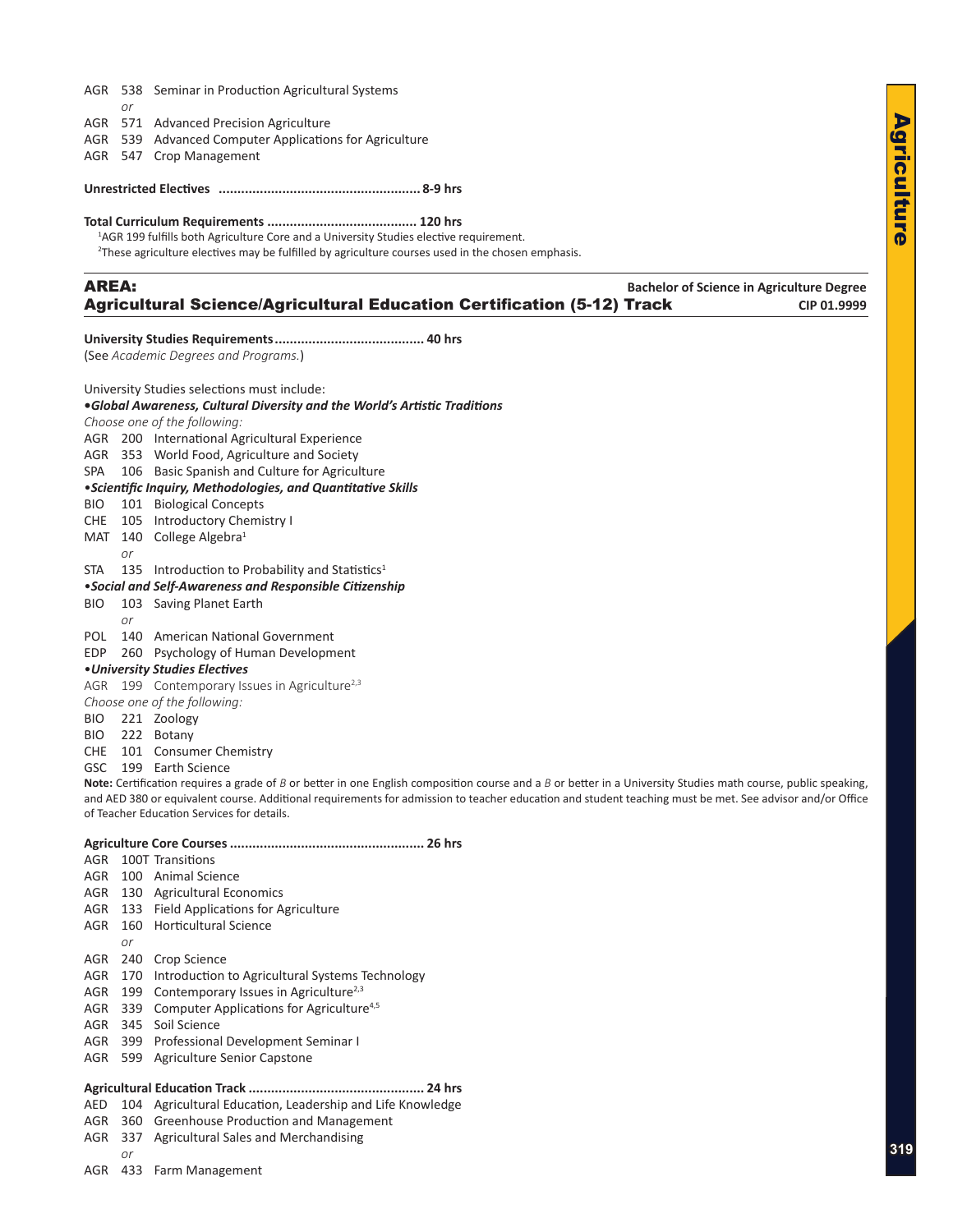AGR 538 Seminar in Production Agricultural Systems

*or*

AGR 571 Advanced Precision Agriculture

AGR 539 Advanced Computer Applications for Agriculture

AGR 547 Crop Management

**Unrestricted Electives ..................................................... 8-9 hrs**

**Total Curriculum Requirements ....................................... 120 hrs**

[1]AGR 199 fulfills both Agriculture Core and a University Studies elective requirement.

[2]These agriculture electives may be fulfilled by agriculture courses used in the chosen emphasis.

## AREA: Agricultural Science/Agricultural Education Certification (5-12) Track

**Bachelor of Science in Agriculture Degree**
**CIP 01.9999**

**University Studies Requirements....................................... 40 hrs**

(See *Academic Degrees and Programs.*)

University Studies selections must include:

***•Global Awareness, Cultural Diversity and the World's Artistic Traditions***

*Choose one of the following:*

AGR 200 International Agricultural Experience

AGR 353 World Food, Agriculture and Society

SPA 106 Basic Spanish and Culture for Agriculture

***•Scientific Inquiry, Methodologies, and Quantitative Skills***

BIO 101 Biological Concepts

CHE 105 Introductory Chemistry I

MAT 140 College Algebra[1]

*or*

STA 135 Introduction to Probability and Statistics[1]

***•Social and Self-Awareness and Responsible Citizenship***

BIO 103 Saving Planet Earth

*or*

POL 140 American National Government

EDP 260 Psychology of Human Development

***•University Studies Electives***

AGR 199 Contemporary Issues in Agriculture[2,3]

*Choose one of the following:*

BIO 221 Zoology

BIO 222 Botany

CHE 101 Consumer Chemistry

GSC 199 Earth Science

**Note:** Certification requires a grade of *B* or better in one English composition course and a *B* or better in a University Studies math course, public speaking, and AED 380 or equivalent course. Additional requirements for admission to teacher education and student teaching must be met. See advisor and/or Office of Teacher Education Services for details.

**Agriculture Core Courses ................................................... 26 hrs**

AGR 100T Transitions

AGR 100 Animal Science

AGR 130 Agricultural Economics

AGR 133 Field Applications for Agriculture

AGR 160 Horticultural Science

*or*

AGR 240 Crop Science

AGR 170 Introduction to Agricultural Systems Technology

AGR 199 Contemporary Issues in Agriculture[2,3]

AGR 339 Computer Applications for Agriculture[4,5]

AGR 345 Soil Science

AGR 399 Professional Development Seminar I

AGR 599 Agriculture Senior Capstone

**Agricultural Education Track .............................................. 24 hrs**

AED 104 Agricultural Education, Leadership and Life Knowledge

AGR 360 Greenhouse Production and Management

AGR 337 Agricultural Sales and Merchandising

*or*

AGR 433 Farm Management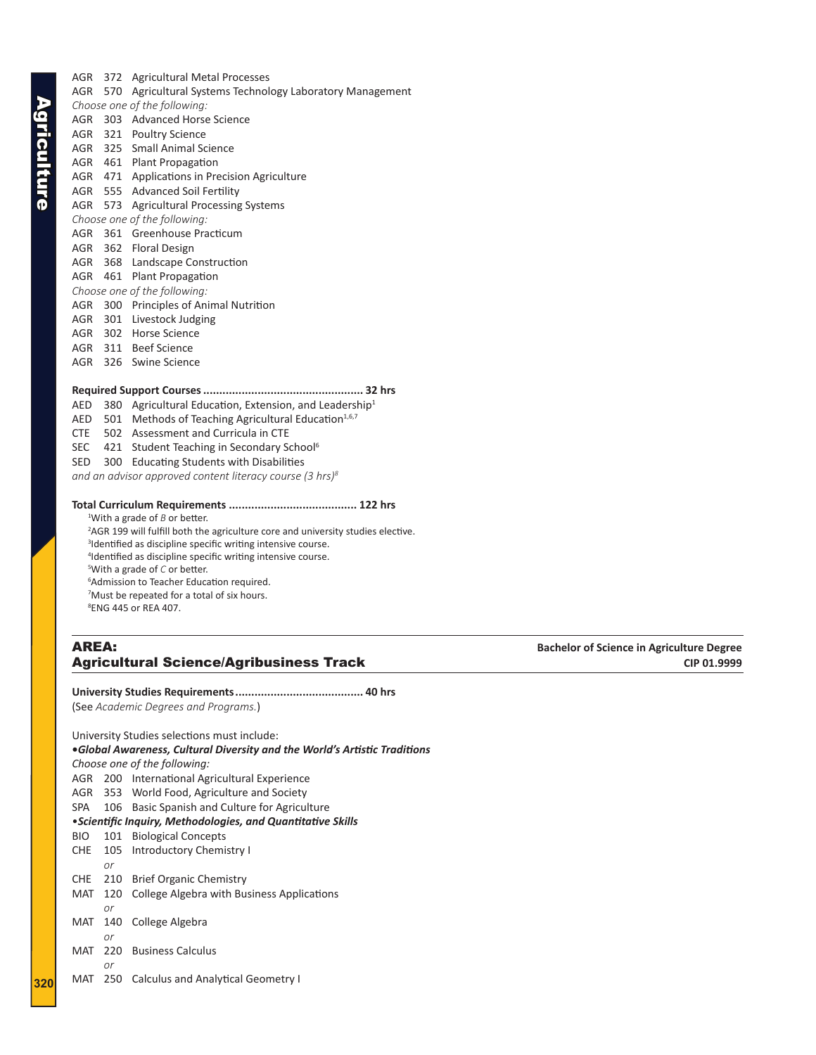AGR 372 Agricultural Metal Processes
AGR 570 Agricultural Systems Technology Laboratory Management

*Choose one of the following:*

AGR 303 Advanced Horse Science
AGR 321 Poultry Science
AGR 325 Small Animal Science
AGR 461 Plant Propagation
AGR 471 Applications in Precision Agriculture
AGR 555 Advanced Soil Fertility
AGR 573 Agricultural Processing Systems

*Choose one of the following:*

AGR 361 Greenhouse Practicum
AGR 362 Floral Design
AGR 368 Landscape Construction
AGR 461 Plant Propagation

*Choose one of the following:*

AGR 300 Principles of Animal Nutrition
AGR 301 Livestock Judging
AGR 302 Horse Science
AGR 311 Beef Science
AGR 326 Swine Science

**Required Support Courses ................................................ 32 hrs**

AED 380 Agricultural Education, Extension, and Leadership[1]
AED 501 Methods of Teaching Agricultural Education[1,6,7]
CTE 502 Assessment and Curricula in CTE
SEC 421 Student Teaching in Secondary School[6]
SED 300 Educating Students with Disabilities
*and an advisor approved content literacy course (3 hrs)*[8]

**Total Curriculum Requirements ....................................... 122 hrs**

[1]With a grade of *B* or better.
[2]AGR 199 will fulfill both the agriculture core and university studies elective.
[3]Identified as discipline specific writing intensive course.
[4]Identified as discipline specific writing intensive course.
[5]With a grade of *C* or better.
[6]Admission to Teacher Education required.
[7]Must be repeated for a total of six hours.
[8]ENG 445 or REA 407.

## AREA: Agricultural Science/Agribusiness Track

**Bachelor of Science in Agriculture Degree**
**CIP 01.9999**

**University Studies Requirements....................................... 40 hrs**
(See *Academic Degrees and Programs.*)

University Studies selections must include:

**•*Global Awareness, Cultural Diversity and the World's Artistic Traditions***

*Choose one of the following:*

AGR 200 International Agricultural Experience
AGR 353 World Food, Agriculture and Society
SPA 106 Basic Spanish and Culture for Agriculture

**•*Scientific Inquiry, Methodologies, and Quantitative Skills***

BIO 101 Biological Concepts
CHE 105 Introductory Chemistry I
*or*
CHE 210 Brief Organic Chemistry
MAT 120 College Algebra with Business Applications
*or*
MAT 140 College Algebra
*or*
MAT 220 Business Calculus
*or*
MAT 250 Calculus and Analytical Geometry I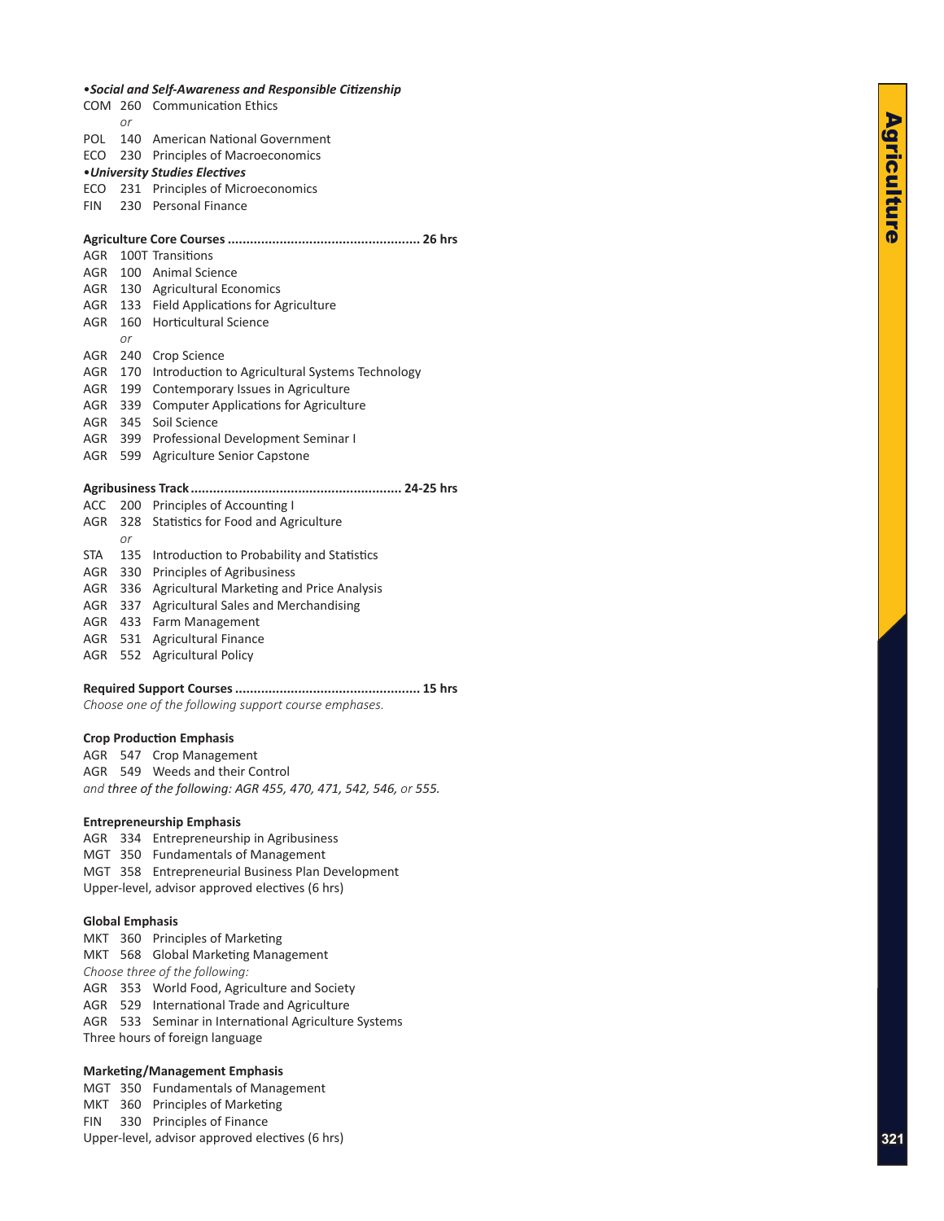***•Social and Self-Awareness and Responsible Citizenship***

COM 260 Communication Ethics

*or*

POL 140 American National Government

ECO 230 Principles of Macroeconomics

***•University Studies Electives***

ECO 231 Principles of Microeconomics

FIN 230 Personal Finance

**Agriculture Core Courses ................................................... 26 hrs**

AGR 100T Transitions

AGR 100 Animal Science

AGR 130 Agricultural Economics

AGR 133 Field Applications for Agriculture

AGR 160 Horticultural Science

*or*

AGR 240 Crop Science

AGR 170 Introduction to Agricultural Systems Technology

AGR 199 Contemporary Issues in Agriculture

AGR 339 Computer Applications for Agriculture

AGR 345 Soil Science

AGR 399 Professional Development Seminar I

AGR 599 Agriculture Senior Capstone

**Agribusiness Track ........................................................ 24-25 hrs**

ACC 200 Principles of Accounting I

AGR 328 Statistics for Food and Agriculture

*or*

STA 135 Introduction to Probability and Statistics

AGR 330 Principles of Agribusiness

AGR 336 Agricultural Marketing and Price Analysis

AGR 337 Agricultural Sales and Merchandising

AGR 433 Farm Management

AGR 531 Agricultural Finance

AGR 552 Agricultural Policy

**Required Support Courses ................................................. 15 hrs**

*Choose one of the following support course emphases.*

**Crop Production Emphasis**

AGR 547 Crop Management

AGR 549 Weeds and their Control

*and three of the following: AGR 455, 470, 471, 542, 546, or 555.*

**Entrepreneurship Emphasis**

AGR 334 Entrepreneurship in Agribusiness

MGT 350 Fundamentals of Management

MGT 358 Entrepreneurial Business Plan Development

Upper-level, advisor approved electives (6 hrs)

**Global Emphasis**

MKT 360 Principles of Marketing

MKT 568 Global Marketing Management

*Choose three of the following:*

AGR 353 World Food, Agriculture and Society

AGR 529 International Trade and Agriculture

AGR 533 Seminar in International Agriculture Systems

Three hours of foreign language

**Marketing/Management Emphasis**

MGT 350 Fundamentals of Management

MKT 360 Principles of Marketing

FIN 330 Principles of Finance

Upper-level, advisor approved electives (6 hrs)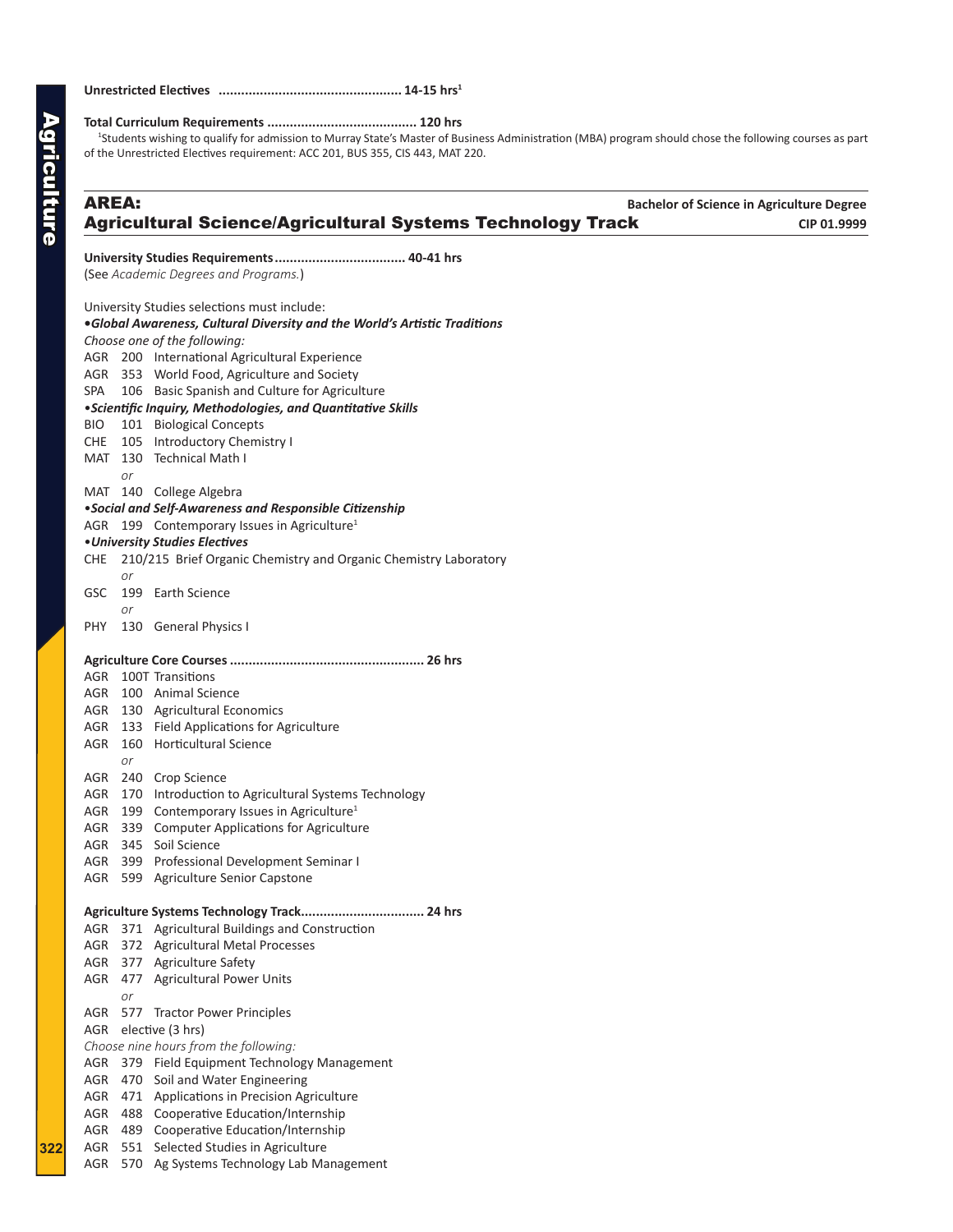**Unrestricted Electives ................................................ 14-15 hrs[1]**

**Total Curriculum Requirements ........................................ 120 hrs**

[1]Students wishing to qualify for admission to Murray State's Master of Business Administration (MBA) program should chose the following courses as part of the Unrestricted Electives requirement: ACC 201, BUS 355, CIS 443, MAT 220.

## AREA: Agricultural Science/Agricultural Systems Technology Track

**Bachelor of Science in Agriculture Degree**
**CIP 01.9999**

**University Studies Requirements.................................. 40-41 hrs**
(See *Academic Degrees and Programs.*)

University Studies selections must include:

***•Global Awareness, Cultural Diversity and the World's Artistic Traditions***

*Choose one of the following:*

AGR 200 International Agricultural Experience
AGR 353 World Food, Agriculture and Society
SPA 106 Basic Spanish and Culture for Agriculture

***•Scientific Inquiry, Methodologies, and Quantitative Skills***

BIO 101 Biological Concepts
CHE 105 Introductory Chemistry I
MAT 130 Technical Math I
*or*
MAT 140 College Algebra

***•Social and Self-Awareness and Responsible Citizenship***

AGR 199 Contemporary Issues in Agriculture[1]

***•University Studies Electives***

CHE 210/215 Brief Organic Chemistry and Organic Chemistry Laboratory
*or*
GSC 199 Earth Science
*or*
PHY 130 General Physics I

**Agriculture Core Courses .................................................. 26 hrs**

AGR 100T Transitions
AGR 100 Animal Science
AGR 130 Agricultural Economics
AGR 133 Field Applications for Agriculture
AGR 160 Horticultural Science
*or*
AGR 240 Crop Science
AGR 170 Introduction to Agricultural Systems Technology
AGR 199 Contemporary Issues in Agriculture[1]
AGR 339 Computer Applications for Agriculture
AGR 345 Soil Science
AGR 399 Professional Development Seminar I
AGR 599 Agriculture Senior Capstone

**Agriculture Systems Technology Track................................ 24 hrs**

AGR 371 Agricultural Buildings and Construction
AGR 372 Agricultural Metal Processes
AGR 377 Agriculture Safety
AGR 477 Agricultural Power Units
*or*
AGR 577 Tractor Power Principles
AGR elective (3 hrs)

*Choose nine hours from the following:*

AGR 379 Field Equipment Technology Management
AGR 470 Soil and Water Engineering
AGR 471 Applications in Precision Agriculture
AGR 488 Cooperative Education/Internship
AGR 489 Cooperative Education/Internship
AGR 551 Selected Studies in Agriculture
AGR 570 Ag Systems Technology Lab Management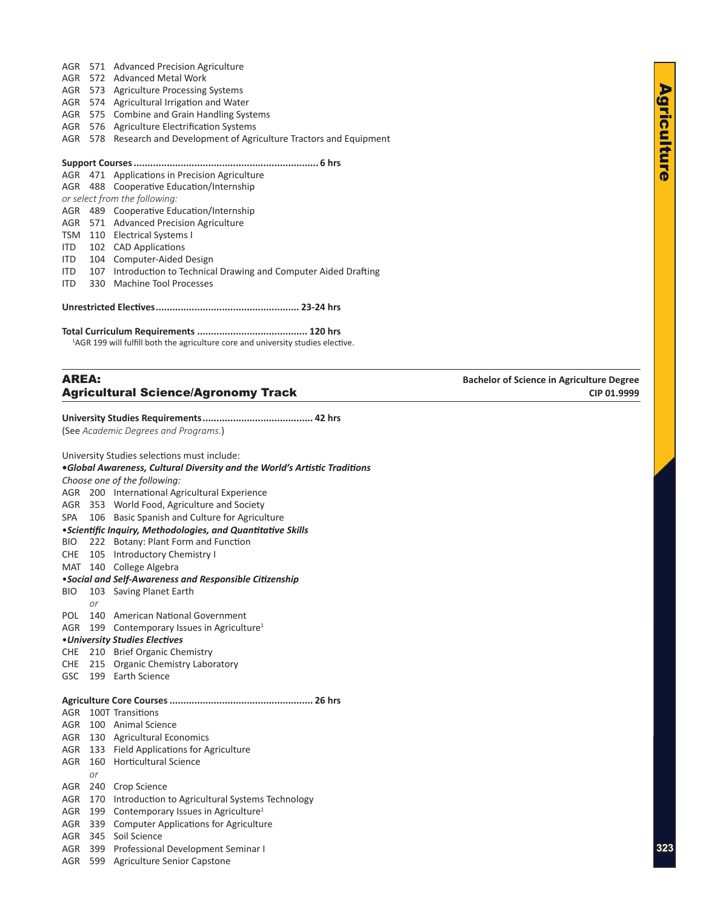AGR 571 Advanced Precision Agriculture
AGR 572 Advanced Metal Work
AGR 573 Agriculture Processing Systems
AGR 574 Agricultural Irrigation and Water
AGR 575 Combine and Grain Handling Systems
AGR 576 Agriculture Electrification Systems
AGR 578 Research and Development of Agriculture Tractors and Equipment

**Support Courses ................................................................. 6 hrs**

AGR 471 Applications in Precision Agriculture
AGR 488 Cooperative Education/Internship
*or select from the following:*
AGR 489 Cooperative Education/Internship
AGR 571 Advanced Precision Agriculture
TSM 110 Electrical Systems I
ITD 102 CAD Applications
ITD 104 Computer-Aided Design
ITD 107 Introduction to Technical Drawing and Computer Aided Drafting
ITD 330 Machine Tool Processes

**Unrestricted Electives.................................................. 23-24 hrs**

**Total Curriculum Requirements ....................................... 120 hrs**

[1]AGR 199 will fulfill both the agriculture core and university studies elective.

## AREA: Agricultural Science/Agronomy Track

**Bachelor of Science in Agriculture Degree**
**CIP 01.9999**

**University Studies Requirements....................................... 42 hrs**
(See *Academic Degrees and Programs.*)

University Studies selections must include:

***•Global Awareness, Cultural Diversity and the World's Artistic Traditions***

*Choose one of the following:*
AGR 200 International Agricultural Experience
AGR 353 World Food, Agriculture and Society
SPA 106 Basic Spanish and Culture for Agriculture

***•Scientific Inquiry, Methodologies, and Quantitative Skills***

BIO 222 Botany: Plant Form and Function
CHE 105 Introductory Chemistry I
MAT 140 College Algebra

***•Social and Self-Awareness and Responsible Citizenship***

BIO 103 Saving Planet Earth
*or*
POL 140 American National Government
AGR 199 Contemporary Issues in Agriculture[1]

***•University Studies Electives***

CHE 210 Brief Organic Chemistry
CHE 215 Organic Chemistry Laboratory
GSC 199 Earth Science

**Agriculture Core Courses .................................................. 26 hrs**

AGR 100T Transitions
AGR 100 Animal Science
AGR 130 Agricultural Economics
AGR 133 Field Applications for Agriculture
AGR 160 Horticultural Science
*or*
AGR 240 Crop Science
AGR 170 Introduction to Agricultural Systems Technology
AGR 199 Contemporary Issues in Agriculture[1]
AGR 339 Computer Applications for Agriculture
AGR 345 Soil Science
AGR 399 Professional Development Seminar I
AGR 599 Agriculture Senior Capstone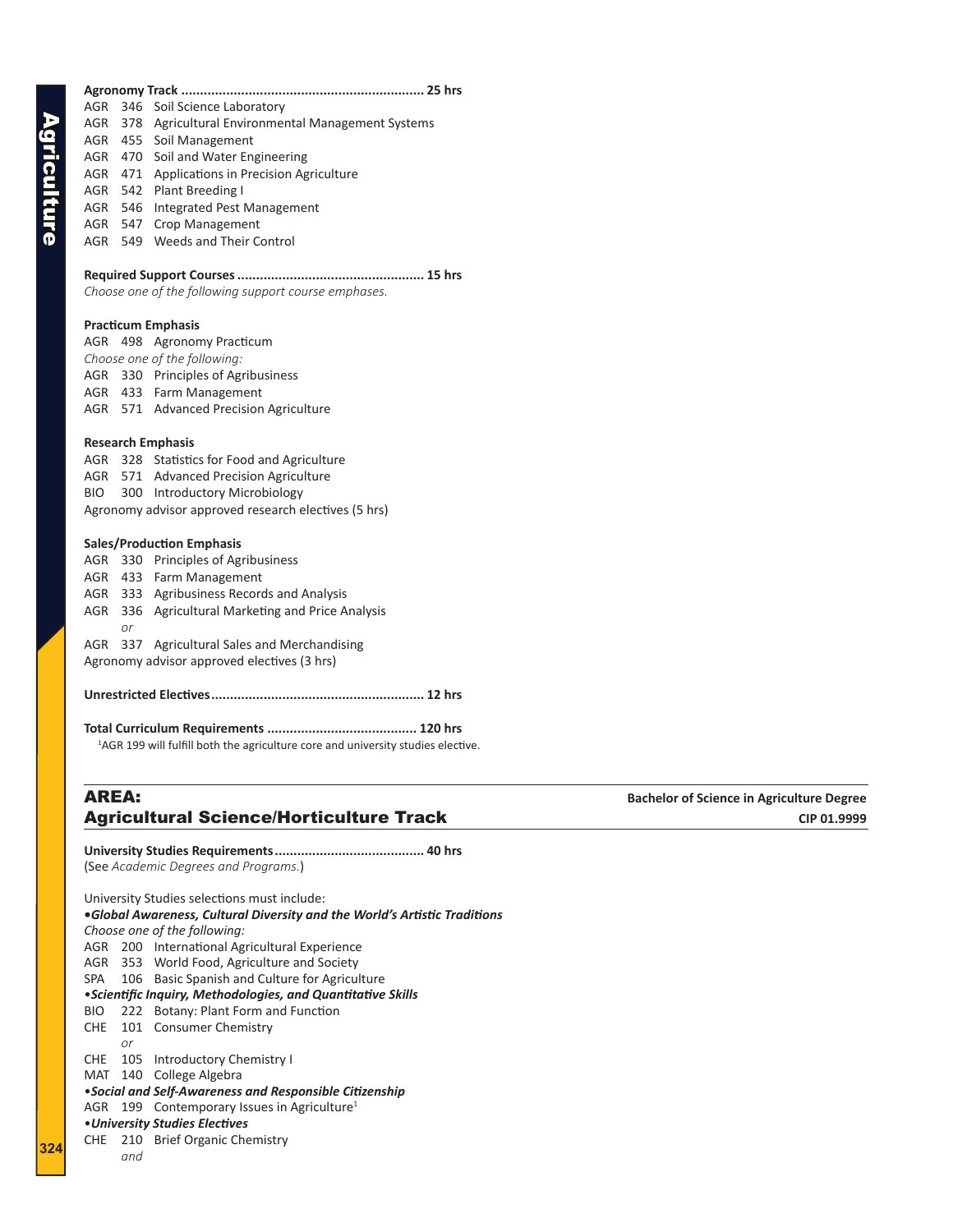**Agronomy Track ................................................................ 25 hrs**

AGR 346 Soil Science Laboratory
AGR 378 Agricultural Environmental Management Systems
AGR 455 Soil Management
AGR 470 Soil and Water Engineering
AGR 471 Applications in Precision Agriculture
AGR 542 Plant Breeding I
AGR 546 Integrated Pest Management
AGR 547 Crop Management
AGR 549 Weeds and Their Control

**Required Support Courses ................................................. 15 hrs**

*Choose one of the following support course emphases.*

**Practicum Emphasis**

AGR 498 Agronomy Practicum
*Choose one of the following:*
AGR 330 Principles of Agribusiness
AGR 433 Farm Management
AGR 571 Advanced Precision Agriculture

**Research Emphasis**

AGR 328 Statistics for Food and Agriculture
AGR 571 Advanced Precision Agriculture
BIO 300 Introductory Microbiology
Agronomy advisor approved research electives (5 hrs)

**Sales/Production Emphasis**

AGR 330 Principles of Agribusiness
AGR 433 Farm Management
AGR 333 Agribusiness Records and Analysis
AGR 336 Agricultural Marketing and Price Analysis
*or*
AGR 337 Agricultural Sales and Merchandising
Agronomy advisor approved electives (3 hrs)

**Unrestricted Electives........................................................ 12 hrs**

**Total Curriculum Requirements ....................................... 120 hrs**

[1]AGR 199 will fulfill both the agriculture core and university studies elective.

## AREA: Agricultural Science/Horticulture Track

**Bachelor of Science in Agriculture Degree**
**CIP 01.9999**

**University Studies Requirements....................................... 40 hrs**
(See *Academic Degrees and Programs.*)

University Studies selections must include:

**•*Global Awareness, Cultural Diversity and the World's Artistic Traditions***
*Choose one of the following:*
AGR 200 International Agricultural Experience
AGR 353 World Food, Agriculture and Society
SPA 106 Basic Spanish and Culture for Agriculture

**•*Scientific Inquiry, Methodologies, and Quantitative Skills***
BIO 222 Botany: Plant Form and Function
CHE 101 Consumer Chemistry
*or*
CHE 105 Introductory Chemistry I
MAT 140 College Algebra

**•*Social and Self-Awareness and Responsible Citizenship***
AGR 199 Contemporary Issues in Agriculture[1]

**•*University Studies Electives***
CHE 210 Brief Organic Chemistry
*and*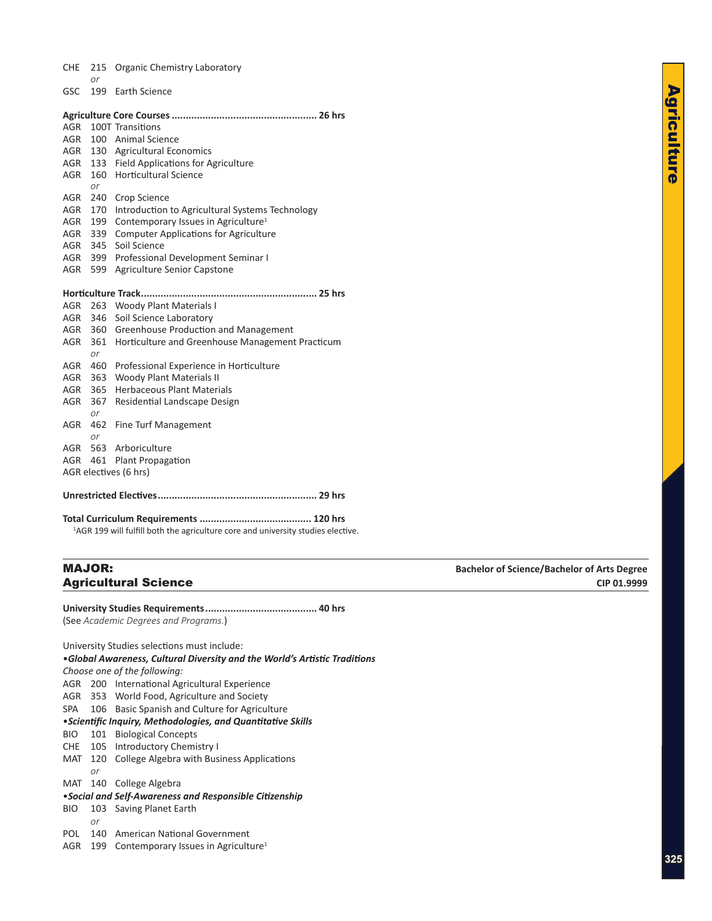CHE 215 Organic Chemistry Laboratory
*or*
GSC 199 Earth Science

**Agriculture Core Courses .................................................... 26 hrs**

AGR 100T Transitions
AGR 100 Animal Science
AGR 130 Agricultural Economics
AGR 133 Field Applications for Agriculture
AGR 160 Horticultural Science
*or*
AGR 240 Crop Science
AGR 170 Introduction to Agricultural Systems Technology
AGR 199 Contemporary Issues in Agriculture[1]
AGR 339 Computer Applications for Agriculture
AGR 345 Soil Science
AGR 399 Professional Development Seminar I
AGR 599 Agriculture Senior Capstone

**Horticulture Track............................................................. 25 hrs**

AGR 263 Woody Plant Materials I
AGR 346 Soil Science Laboratory
AGR 360 Greenhouse Production and Management
AGR 361 Horticulture and Greenhouse Management Practicum
*or*
AGR 460 Professional Experience in Horticulture
AGR 363 Woody Plant Materials II
AGR 365 Herbaceous Plant Materials
AGR 367 Residential Landscape Design
*or*
AGR 462 Fine Turf Management
*or*
AGR 563 Arboriculture
AGR 461 Plant Propagation
AGR electives (6 hrs)

**Unrestricted Electives........................................................ 29 hrs**

**Total Curriculum Requirements ........................................ 120 hrs**

[1]AGR 199 will fulfill both the agriculture core and university studies elective.

## MAJOR: Agricultural Science

**Bachelor of Science/Bachelor of Arts Degree**
**CIP 01.9999**

**University Studies Requirements........................................ 40 hrs**

(See *Academic Degrees and Programs.*)

University Studies selections must include:

•***Global Awareness, Cultural Diversity and the World's Artistic Traditions***

*Choose one of the following:*

AGR 200 International Agricultural Experience
AGR 353 World Food, Agriculture and Society
SPA 106 Basic Spanish and Culture for Agriculture

•***Scientific Inquiry, Methodologies, and Quantitative Skills***

BIO 101 Biological Concepts
CHE 105 Introductory Chemistry I
MAT 120 College Algebra with Business Applications
*or*
MAT 140 College Algebra

•***Social and Self-Awareness and Responsible Citizenship***

BIO 103 Saving Planet Earth
*or*
POL 140 American National Government
AGR 199 Contemporary Issues in Agriculture[1]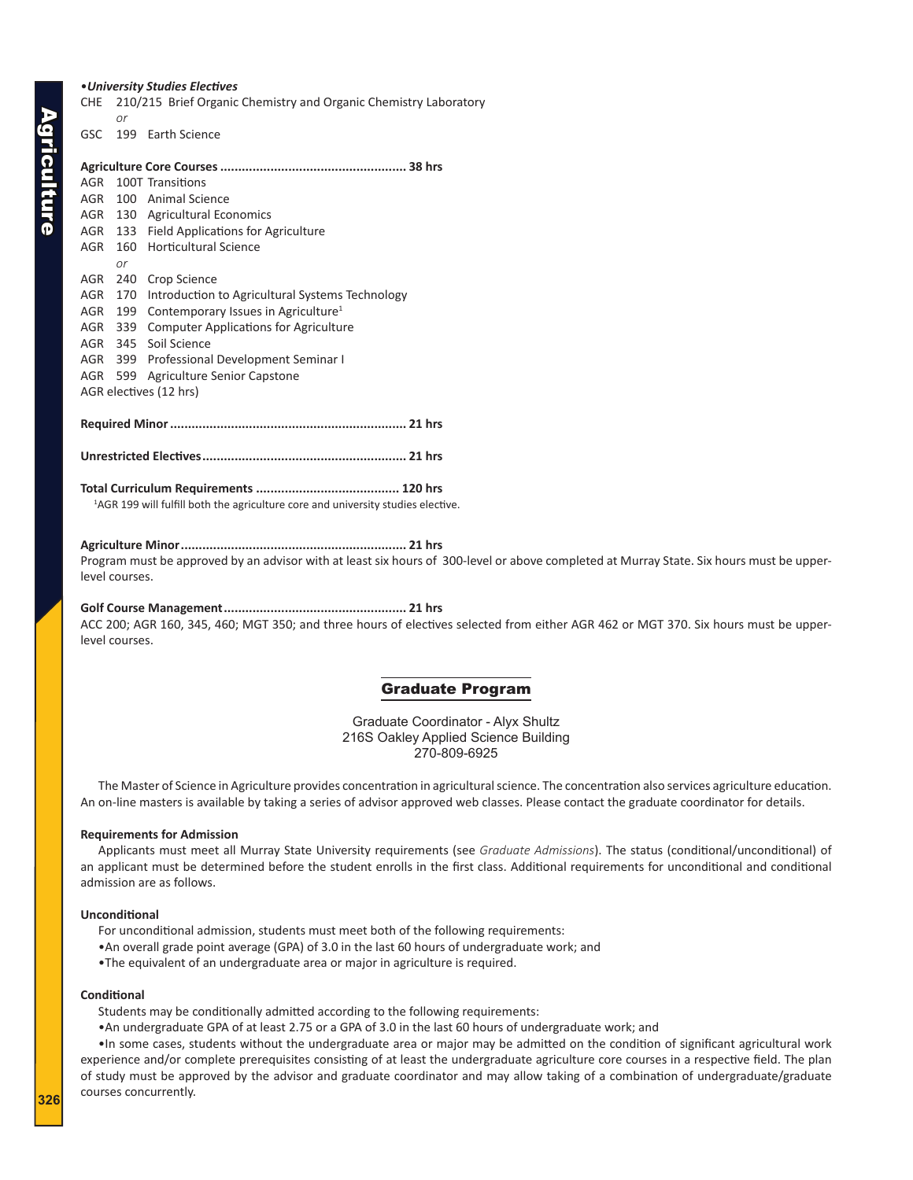•*University Studies Electives*

CHE 210/215 Brief Organic Chemistry and Organic Chemistry Laboratory
*or*
GSC 199 Earth Science

**Agriculture Core Courses .................................................. 38 hrs**

AGR 100T Transitions
AGR 100 Animal Science
AGR 130 Agricultural Economics
AGR 133 Field Applications for Agriculture
AGR 160 Horticultural Science
*or*
AGR 240 Crop Science
AGR 170 Introduction to Agricultural Systems Technology
AGR 199 Contemporary Issues in Agriculture[1]
AGR 339 Computer Applications for Agriculture
AGR 345 Soil Science
AGR 399 Professional Development Seminar I
AGR 599 Agriculture Senior Capstone
AGR electives (12 hrs)

**Required Minor ................................................................ 21 hrs**

**Unrestricted Electives........................................................ 21 hrs**

**Total Curriculum Requirements ....................................... 120 hrs**

[1]AGR 199 will fulfill both the agriculture core and university studies elective.

**Agriculture Minor.............................................................. 21 hrs**

Program must be approved by an advisor with at least six hours of 300-level or above completed at Murray State. Six hours must be upper-level courses.

**Golf Course Management.................................................. 21 hrs**

ACC 200; AGR 160, 345, 460; MGT 350; and three hours of electives selected from either AGR 462 or MGT 370. Six hours must be upper-level courses.

## Graduate Program

Graduate Coordinator - Alyx Shultz
216S Oakley Applied Science Building
270-809-6925

The Master of Science in Agriculture provides concentration in agricultural science. The concentration also services agriculture education. An on-line masters is available by taking a series of advisor approved web classes. Please contact the graduate coordinator for details.

**Requirements for Admission**

Applicants must meet all Murray State University requirements (see *Graduate Admissions*). The status (conditional/unconditional) of an applicant must be determined before the student enrolls in the first class. Additional requirements for unconditional and conditional admission are as follows.

**Unconditional**

For unconditional admission, students must meet both of the following requirements:

•An overall grade point average (GPA) of 3.0 in the last 60 hours of undergraduate work; and

•The equivalent of an undergraduate area or major in agriculture is required.

**Conditional**

Students may be conditionally admitted according to the following requirements:

•An undergraduate GPA of at least 2.75 or a GPA of 3.0 in the last 60 hours of undergraduate work; and

•In some cases, students without the undergraduate area or major may be admitted on the condition of significant agricultural work experience and/or complete prerequisites consisting of at least the undergraduate agriculture core courses in a respective field. The plan of study must be approved by the advisor and graduate coordinator and may allow taking of a combination of undergraduate/graduate courses concurrently.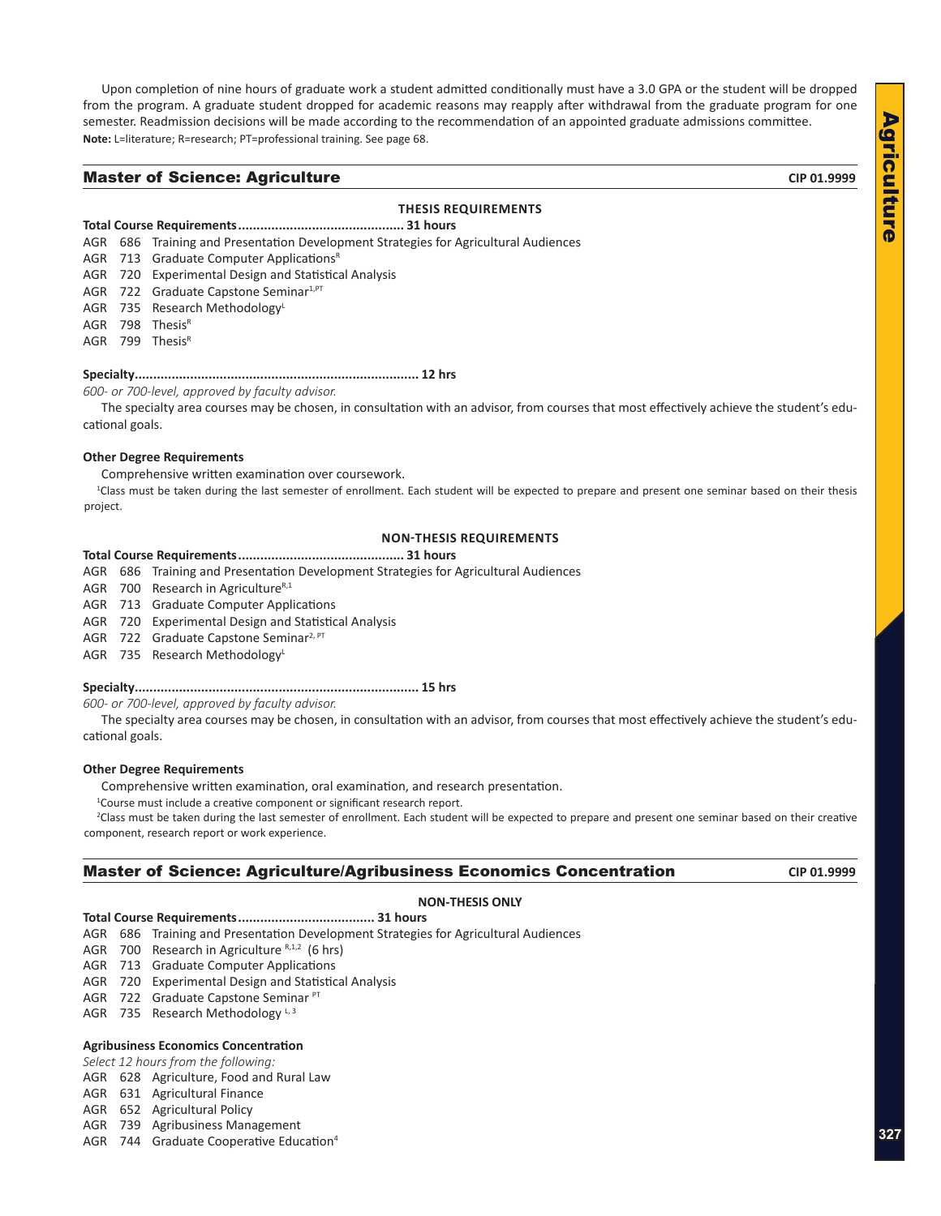Upon completion of nine hours of graduate work a student admitted conditionally must have a 3.0 GPA or the student will be dropped from the program. A graduate student dropped for academic reasons may reapply after withdrawal from the graduate program for one semester. Readmission decisions will be made according to the recommendation of an appointed graduate admissions committee.

**Note:** L=literature; R=research; PT=professional training. See page 68.

## Master of Science: Agriculture

**CIP 01.9999**

**THESIS REQUIREMENTS**

**Total Course Requirements............................................ 31 hours**

AGR 686 Training and Presentation Development Strategies for Agricultural Audiences
AGR 713 Graduate Computer Applications[R]
AGR 720 Experimental Design and Statistical Analysis
AGR 722 Graduate Capstone Seminar[1,PT]
AGR 735 Research Methodology[L]
AGR 798 Thesis[R]
AGR 799 Thesis[R]

**Specialty........................................................................... 12 hrs**

*600- or 700-level, approved by faculty advisor.*

The specialty area courses may be chosen, in consultation with an advisor, from courses that most effectively achieve the student's educational goals.

**Other Degree Requirements**

Comprehensive written examination over coursework.

[1]Class must be taken during the last semester of enrollment. Each student will be expected to prepare and present one seminar based on their thesis project.

**NON-THESIS REQUIREMENTS**

**Total Course Requirements............................................ 31 hours**

AGR 686 Training and Presentation Development Strategies for Agricultural Audiences
AGR 700 Research in Agriculture[R,1]
AGR 713 Graduate Computer Applications
AGR 720 Experimental Design and Statistical Analysis
AGR 722 Graduate Capstone Seminar[2, PT]
AGR 735 Research Methodology[L]

**Specialty........................................................................... 15 hrs**

*600- or 700-level, approved by faculty advisor.*

The specialty area courses may be chosen, in consultation with an advisor, from courses that most effectively achieve the student's educational goals.

**Other Degree Requirements**

Comprehensive written examination, oral examination, and research presentation.

[1]Course must include a creative component or significant research report.

[2]Class must be taken during the last semester of enrollment. Each student will be expected to prepare and present one seminar based on their creative component, research report or work experience.

## Master of Science: Agriculture/Agribusiness Economics Concentration

**CIP 01.9999**

**NON-THESIS ONLY**

**Total Course Requirements.................................... 31 hours**

AGR 686 Training and Presentation Development Strategies for Agricultural Audiences
AGR 700 Research in Agriculture [R,1,2] (6 hrs)
AGR 713 Graduate Computer Applications
AGR 720 Experimental Design and Statistical Analysis
AGR 722 Graduate Capstone Seminar [PT]
AGR 735 Research Methodology [L, 3]

**Agribusiness Economics Concentration**

*Select 12 hours from the following:*

AGR 628 Agriculture, Food and Rural Law
AGR 631 Agricultural Finance
AGR 652 Agricultural Policy
AGR 739 Agribusiness Management
AGR 744 Graduate Cooperative Education[4]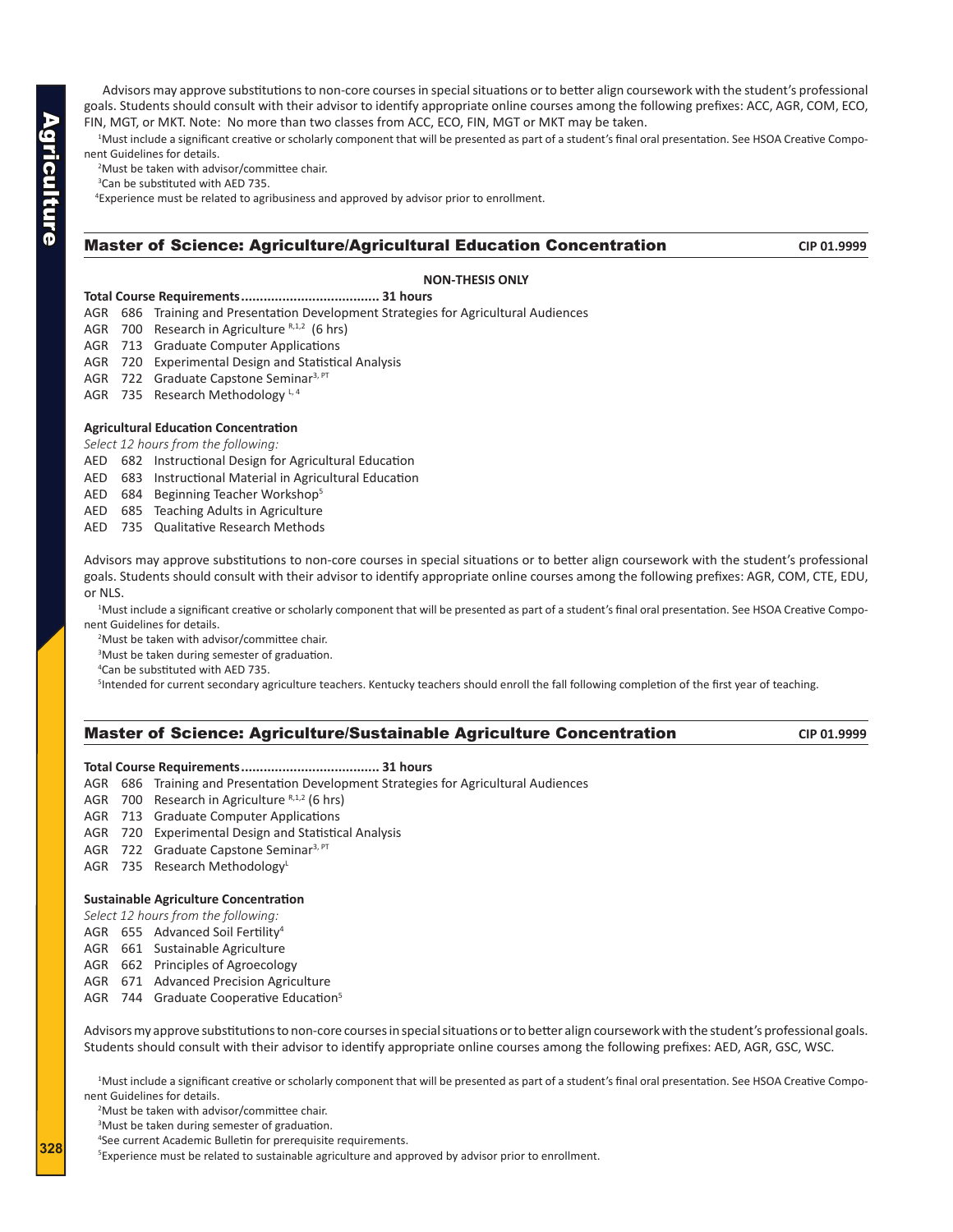Advisors may approve substitutions to non-core courses in special situations or to better align coursework with the student's professional goals. Students should consult with their advisor to identify appropriate online courses among the following prefixes: ACC, AGR, COM, ECO, FIN, MGT, or MKT. Note: No more than two classes from ACC, ECO, FIN, MGT or MKT may be taken.

[1]Must include a significant creative or scholarly component that will be presented as part of a student's final oral presentation. See HSOA Creative Component Guidelines for details.
[2]Must be taken with advisor/committee chair.
[3]Can be substituted with AED 735.
[4]Experience must be related to agribusiness and approved by advisor prior to enrollment.

## Master of Science: Agriculture/Agricultural Education Concentration — CIP 01.9999

**NON-THESIS ONLY**

**Total Course Requirements.................................... 31 hours**

AGR 686 Training and Presentation Development Strategies for Agricultural Audiences
AGR 700 Research in Agriculture [R,1,2] (6 hrs)
AGR 713 Graduate Computer Applications
AGR 720 Experimental Design and Statistical Analysis
AGR 722 Graduate Capstone Seminar[3, PT]
AGR 735 Research Methodology [L, 4]

**Agricultural Education Concentration**

*Select 12 hours from the following:*

AED 682 Instructional Design for Agricultural Education
AED 683 Instructional Material in Agricultural Education
AED 684 Beginning Teacher Workshop[5]
AED 685 Teaching Adults in Agriculture
AED 735 Qualitative Research Methods

Advisors may approve substitutions to non-core courses in special situations or to better align coursework with the student's professional goals. Students should consult with their advisor to identify appropriate online courses among the following prefixes: AGR, COM, CTE, EDU, or NLS.

[1]Must include a significant creative or scholarly component that will be presented as part of a student's final oral presentation. See HSOA Creative Component Guidelines for details.
[2]Must be taken with advisor/committee chair.
[3]Must be taken during semester of graduation.
[4]Can be substituted with AED 735.
[5]Intended for current secondary agriculture teachers. Kentucky teachers should enroll the fall following completion of the first year of teaching.

## Master of Science: Agriculture/Sustainable Agriculture Concentration — CIP 01.9999

**Total Course Requirements.................................... 31 hours**

AGR 686 Training and Presentation Development Strategies for Agricultural Audiences
AGR 700 Research in Agriculture [R,1,2] (6 hrs)
AGR 713 Graduate Computer Applications
AGR 720 Experimental Design and Statistical Analysis
AGR 722 Graduate Capstone Seminar[3, PT]
AGR 735 Research Methodology[L]

**Sustainable Agriculture Concentration**

*Select 12 hours from the following:*

AGR 655 Advanced Soil Fertility[4]
AGR 661 Sustainable Agriculture
AGR 662 Principles of Agroecology
AGR 671 Advanced Precision Agriculture
AGR 744 Graduate Cooperative Education[5]

Advisors my approve substitutions to non-core courses in special situations or to better align coursework with the student's professional goals. Students should consult with their advisor to identify appropriate online courses among the following prefixes: AED, AGR, GSC, WSC.

[1]Must include a significant creative or scholarly component that will be presented as part of a student's final oral presentation. See HSOA Creative Component Guidelines for details.
[2]Must be taken with advisor/committee chair.
[3]Must be taken during semester of graduation.
[4]See current Academic Bulletin for prerequisite requirements.
[5]Experience must be related to sustainable agriculture and approved by advisor prior to enrollment.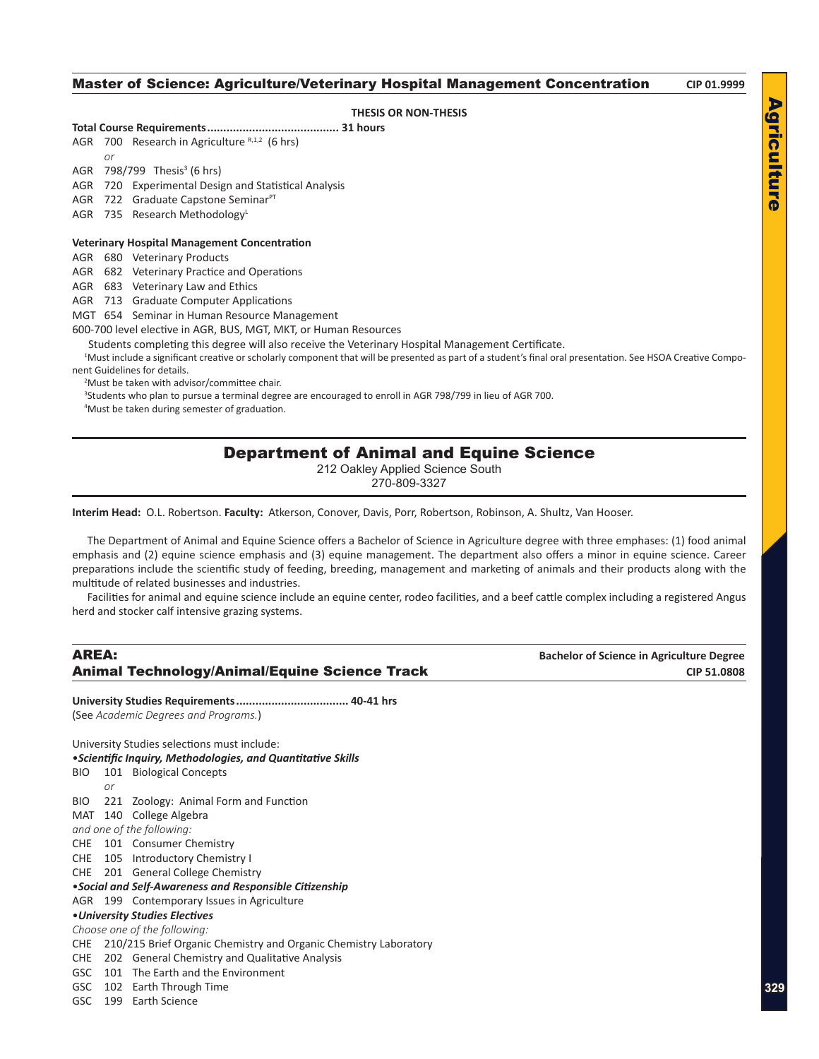## Master of Science: Agriculture/Veterinary Hospital Management Concentration

CIP 01.9999

**THESIS OR NON-THESIS**

**Total Course Requirements........................................ 31 hours**

AGR 700 Research in Agriculture [R,1,2] (6 hrs)

*or*

AGR 798/799 Thesis[3] (6 hrs)

AGR 720 Experimental Design and Statistical Analysis

AGR 722 Graduate Capstone Seminar[PT]

AGR 735 Research Methodology[L]

**Veterinary Hospital Management Concentration**

AGR 680 Veterinary Products

AGR 682 Veterinary Practice and Operations

AGR 683 Veterinary Law and Ethics

AGR 713 Graduate Computer Applications

MGT 654 Seminar in Human Resource Management

600-700 level elective in AGR, BUS, MGT, MKT, or Human Resources

Students completing this degree will also receive the Veterinary Hospital Management Certificate.

[1]Must include a significant creative or scholarly component that will be presented as part of a student's final oral presentation. See HSOA Creative Component Guidelines for details.

[2]Must be taken with advisor/committee chair.

[3]Students who plan to pursue a terminal degree are encouraged to enroll in AGR 798/799 in lieu of AGR 700.

[4]Must be taken during semester of graduation.

# Department of Animal and Equine Science

212 Oakley Applied Science South
270-809-3327

**Interim Head:** O.L. Robertson. **Faculty:** Atkerson, Conover, Davis, Porr, Robertson, Robinson, A. Shultz, Van Hooser.

The Department of Animal and Equine Science offers a Bachelor of Science in Agriculture degree with three emphases: (1) food animal emphasis and (2) equine science emphasis and (3) equine management. The department also offers a minor in equine science. Career preparations include the scientific study of feeding, breeding, management and marketing of animals and their products along with the multitude of related businesses and industries.

Facilities for animal and equine science include an equine center, rodeo facilities, and a beef cattle complex including a registered Angus herd and stocker calf intensive grazing systems.

## AREA: Animal Technology/Animal/Equine Science Track

**Bachelor of Science in Agriculture Degree**
CIP 51.0808

**University Studies Requirements.................................. 40-41 hrs**

(See *Academic Degrees and Programs.*)

University Studies selections must include:

•***Scientific Inquiry, Methodologies, and Quantitative Skills***

BIO 101 Biological Concepts

*or*

BIO 221 Zoology: Animal Form and Function

MAT 140 College Algebra

*and one of the following:*

CHE 101 Consumer Chemistry

CHE 105 Introductory Chemistry I

CHE 201 General College Chemistry

•***Social and Self-Awareness and Responsible Citizenship***

AGR 199 Contemporary Issues in Agriculture

•***University Studies Electives***

*Choose one of the following:*

CHE 210/215 Brief Organic Chemistry and Organic Chemistry Laboratory

CHE 202 General Chemistry and Qualitative Analysis

GSC 101 The Earth and the Environment

GSC 102 Earth Through Time

GSC 199 Earth Science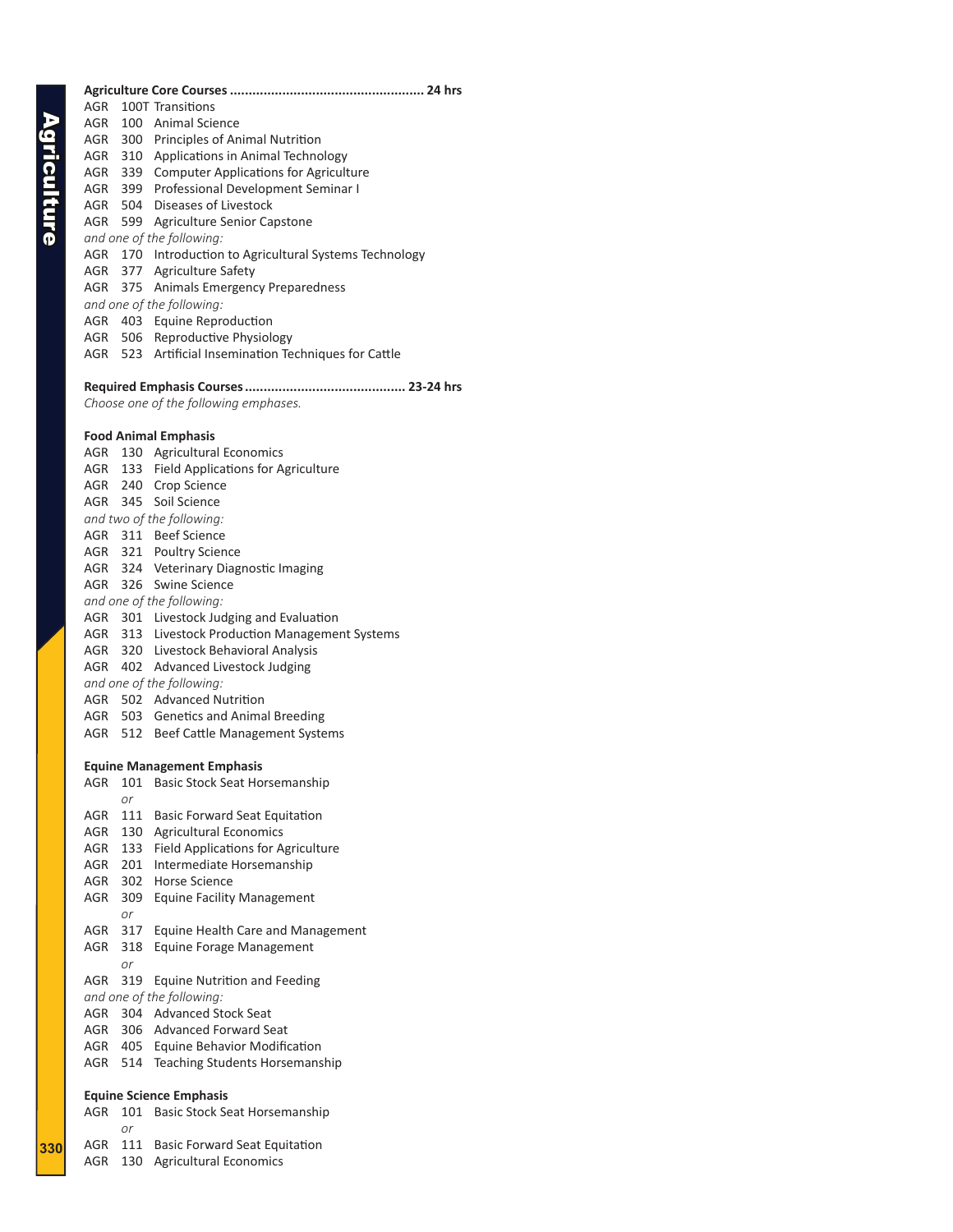**Agriculture Core Courses .................................................... 24 hrs**

AGR 100T Transitions
AGR 100 Animal Science
AGR 300 Principles of Animal Nutrition
AGR 310 Applications in Animal Technology
AGR 339 Computer Applications for Agriculture
AGR 399 Professional Development Seminar I
AGR 504 Diseases of Livestock
AGR 599 Agriculture Senior Capstone
*and one of the following:*
AGR 170 Introduction to Agricultural Systems Technology
AGR 377 Agriculture Safety
AGR 375 Animals Emergency Preparedness
*and one of the following:*
AGR 403 Equine Reproduction
AGR 506 Reproductive Physiology
AGR 523 Artificial Insemination Techniques for Cattle

**Required Emphasis Courses........................................... 23-24 hrs**

*Choose one of the following emphases.*

**Food Animal Emphasis**

AGR 130 Agricultural Economics
AGR 133 Field Applications for Agriculture
AGR 240 Crop Science
AGR 345 Soil Science
*and two of the following:*
AGR 311 Beef Science
AGR 321 Poultry Science
AGR 324 Veterinary Diagnostic Imaging
AGR 326 Swine Science
*and one of the following:*
AGR 301 Livestock Judging and Evaluation
AGR 313 Livestock Production Management Systems
AGR 320 Livestock Behavioral Analysis
AGR 402 Advanced Livestock Judging
*and one of the following:*
AGR 502 Advanced Nutrition
AGR 503 Genetics and Animal Breeding
AGR 512 Beef Cattle Management Systems

**Equine Management Emphasis**

AGR 101 Basic Stock Seat Horsemanship
*or*
AGR 111 Basic Forward Seat Equitation
AGR 130 Agricultural Economics
AGR 133 Field Applications for Agriculture
AGR 201 Intermediate Horsemanship
AGR 302 Horse Science
AGR 309 Equine Facility Management
*or*
AGR 317 Equine Health Care and Management
AGR 318 Equine Forage Management
*or*
AGR 319 Equine Nutrition and Feeding
*and one of the following:*
AGR 304 Advanced Stock Seat
AGR 306 Advanced Forward Seat
AGR 405 Equine Behavior Modification
AGR 514 Teaching Students Horsemanship

**Equine Science Emphasis**

AGR 101 Basic Stock Seat Horsemanship
*or*
AGR 111 Basic Forward Seat Equitation
AGR 130 Agricultural Economics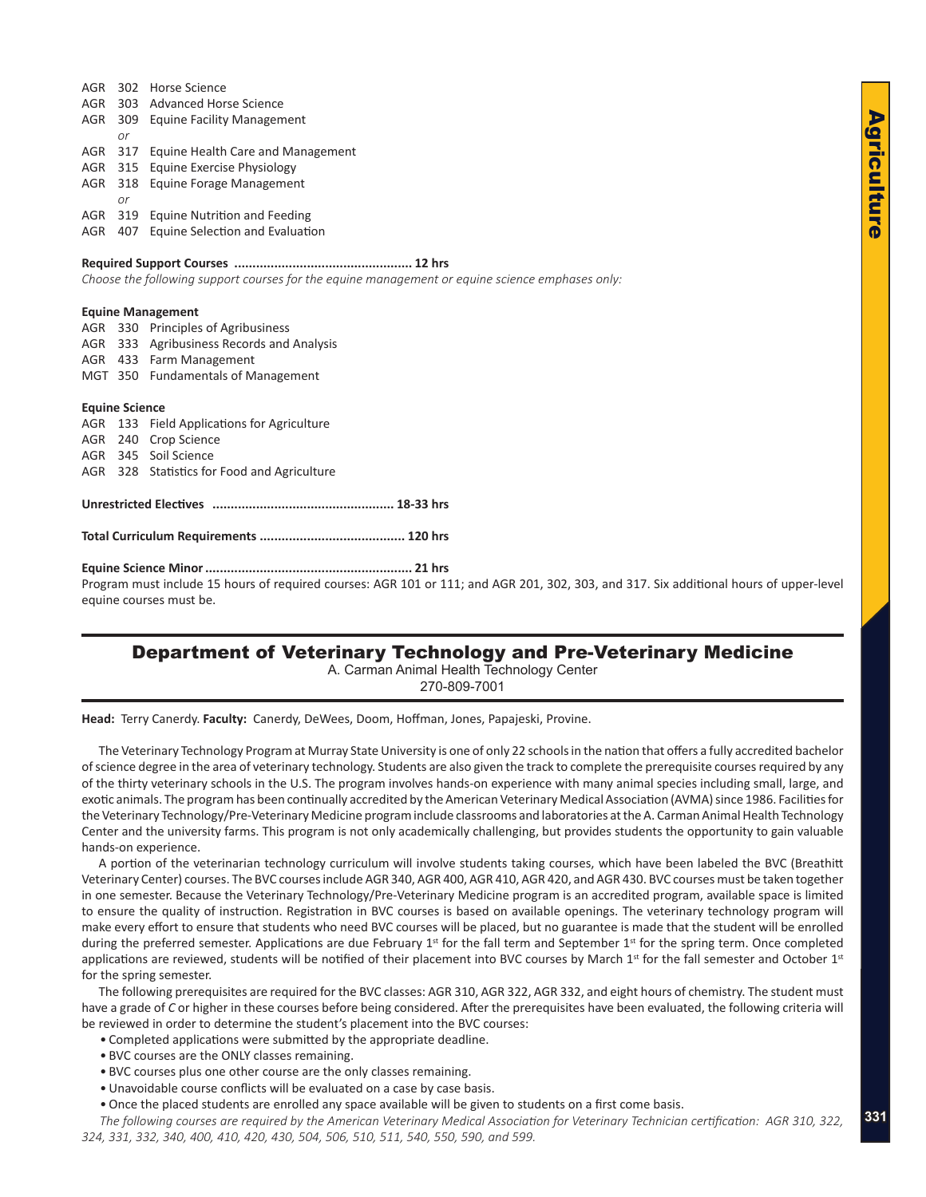AGR 302 Horse Science
AGR 303 Advanced Horse Science
AGR 309 Equine Facility Management
*or*
AGR 317 Equine Health Care and Management
AGR 315 Equine Exercise Physiology
AGR 318 Equine Forage Management
*or*
AGR 319 Equine Nutrition and Feeding
AGR 407 Equine Selection and Evaluation

**Required Support Courses ................................................ 12 hrs**
*Choose the following support courses for the equine management or equine science emphases only:*

**Equine Management**
AGR 330 Principles of Agribusiness
AGR 333 Agribusiness Records and Analysis
AGR 433 Farm Management
MGT 350 Fundamentals of Management

**Equine Science**
AGR 133 Field Applications for Agriculture
AGR 240 Crop Science
AGR 345 Soil Science
AGR 328 Statistics for Food and Agriculture

**Unrestricted Electives ................................................ 18-33 hrs**

**Total Curriculum Requirements ....................................... 120 hrs**

**Equine Science Minor ........................................................ 21 hrs**
Program must include 15 hours of required courses: AGR 101 or 111; and AGR 201, 302, 303, and 317. Six additional hours of upper-level equine courses must be.

## Department of Veterinary Technology and Pre-Veterinary Medicine

A. Carman Animal Health Technology Center
270-809-7001

**Head:** Terry Canerdy. **Faculty:** Canerdy, DeWees, Doom, Hoffman, Jones, Papajeski, Provine.

The Veterinary Technology Program at Murray State University is one of only 22 schools in the nation that offers a fully accredited bachelor of science degree in the area of veterinary technology. Students are also given the track to complete the prerequisite courses required by any of the thirty veterinary schools in the U.S. The program involves hands-on experience with many animal species including small, large, and exotic animals. The program has been continually accredited by the American Veterinary Medical Association (AVMA) since 1986. Facilities for the Veterinary Technology/Pre-Veterinary Medicine program include classrooms and laboratories at the A. Carman Animal Health Technology Center and the university farms. This program is not only academically challenging, but provides students the opportunity to gain valuable hands-on experience.

A portion of the veterinarian technology curriculum will involve students taking courses, which have been labeled the BVC (Breathitt Veterinary Center) courses. The BVC courses include AGR 340, AGR 400, AGR 410, AGR 420, and AGR 430. BVC courses must be taken together in one semester. Because the Veterinary Technology/Pre-Veterinary Medicine program is an accredited program, available space is limited to ensure the quality of instruction. Registration in BVC courses is based on available openings. The veterinary technology program will make every effort to ensure that students who need BVC courses will be placed, but no guarantee is made that the student will be enrolled during the preferred semester. Applications are due February 1st for the fall term and September 1st for the spring term. Once completed applications are reviewed, students will be notified of their placement into BVC courses by March 1st for the fall semester and October 1st for the spring semester.

The following prerequisites are required for the BVC classes: AGR 310, AGR 322, AGR 332, and eight hours of chemistry. The student must have a grade of *C* or higher in these courses before being considered. After the prerequisites have been evaluated, the following criteria will be reviewed in order to determine the student's placement into the BVC courses:

- Completed applications were submitted by the appropriate deadline.
- BVC courses are the ONLY classes remaining.
- BVC courses plus one other course are the only classes remaining.
- Unavoidable course conflicts will be evaluated on a case by case basis.
- Once the placed students are enrolled any space available will be given to students on a first come basis.

*The following courses are required by the American Veterinary Medical Association for Veterinary Technician certification: AGR 310, 322, 324, 331, 332, 340, 400, 410, 420, 430, 504, 506, 510, 511, 540, 550, 590, and 599.*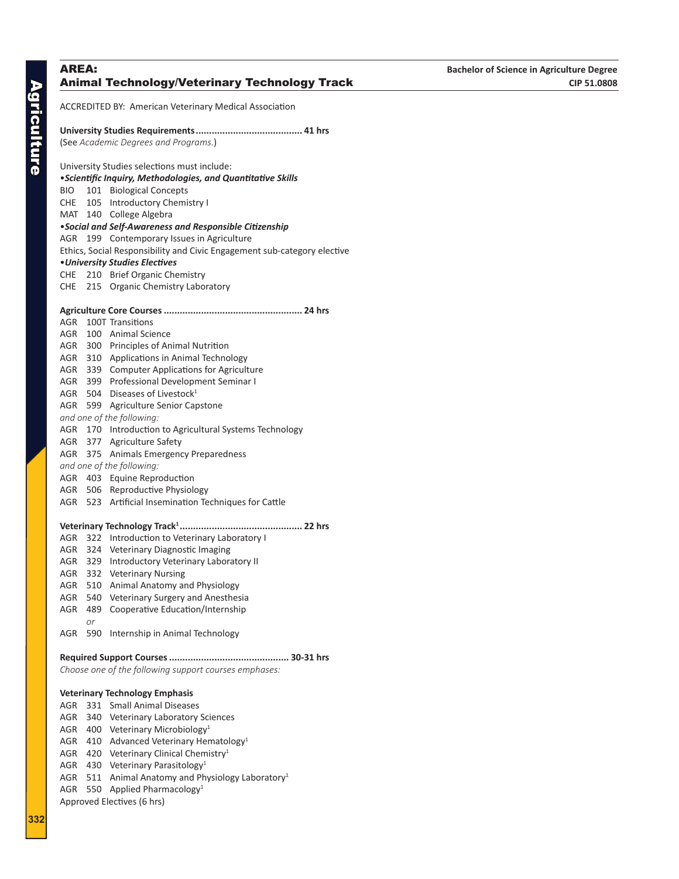## AREA: Animal Technology/Veterinary Technology Track

**Bachelor of Science in Agriculture Degree**
**CIP 51.0808**

ACCREDITED BY: American Veterinary Medical Association

**University Studies Requirements....................................... 41 hrs**
(See *Academic Degrees and Programs.*)

University Studies selections must include:

•***Scientific Inquiry, Methodologies, and Quantitative Skills***

BIO 101 Biological Concepts
CHE 105 Introductory Chemistry I
MAT 140 College Algebra

•***Social and Self-Awareness and Responsible Citizenship***

AGR 199 Contemporary Issues in Agriculture
Ethics, Social Responsibility and Civic Engagement sub-category elective

•***University Studies Electives***

CHE 210 Brief Organic Chemistry
CHE 215 Organic Chemistry Laboratory

**Agriculture Core Courses .................................................. 24 hrs**

AGR 100T Transitions
AGR 100 Animal Science
AGR 300 Principles of Animal Nutrition
AGR 310 Applications in Animal Technology
AGR 339 Computer Applications for Agriculture
AGR 399 Professional Development Seminar I
AGR 504 Diseases of Livestock[1]
AGR 599 Agriculture Senior Capstone

*and one of the following:*

AGR 170 Introduction to Agricultural Systems Technology
AGR 377 Agriculture Safety
AGR 375 Animals Emergency Preparedness

*and one of the following:*

AGR 403 Equine Reproduction
AGR 506 Reproductive Physiology
AGR 523 Artificial Insemination Techniques for Cattle

**Veterinary Technology Track[1]............................................ 22 hrs**

AGR 322 Introduction to Veterinary Laboratory I
AGR 324 Veterinary Diagnostic Imaging
AGR 329 Introductory Veterinary Laboratory II
AGR 332 Veterinary Nursing
AGR 510 Animal Anatomy and Physiology
AGR 540 Veterinary Surgery and Anesthesia
AGR 489 Cooperative Education/Internship
*or*
AGR 590 Internship in Animal Technology

**Required Support Courses ............................................ 30-31 hrs**
*Choose one of the following support courses emphases:*

**Veterinary Technology Emphasis**

AGR 331 Small Animal Diseases
AGR 340 Veterinary Laboratory Sciences
AGR 400 Veterinary Microbiology[1]
AGR 410 Advanced Veterinary Hematology[1]
AGR 420 Veterinary Clinical Chemistry[1]
AGR 430 Veterinary Parasitology[1]
AGR 511 Animal Anatomy and Physiology Laboratory[1]
AGR 550 Applied Pharmacology[1]
Approved Electives (6 hrs)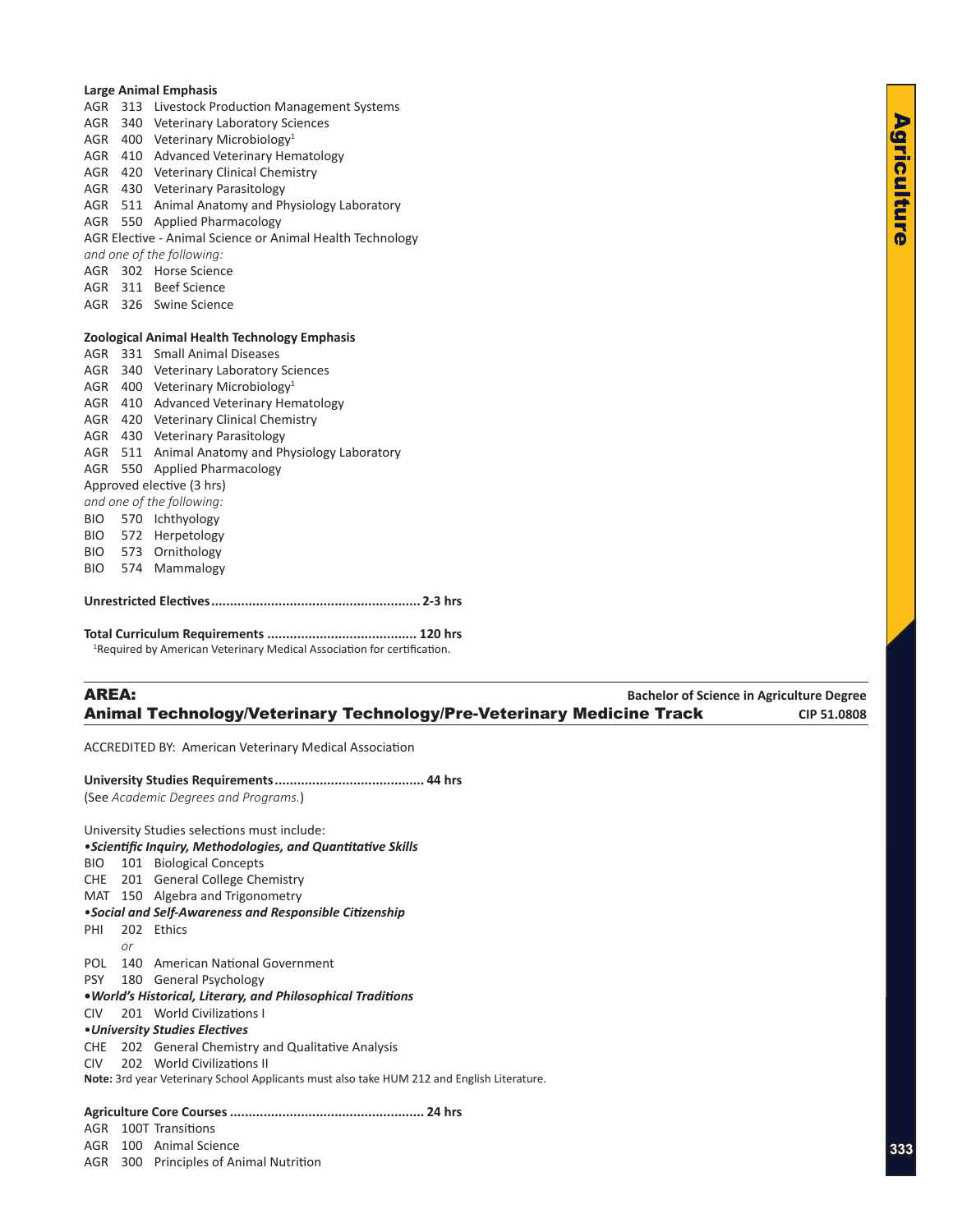**Large Animal Emphasis**

AGR 313 Livestock Production Management Systems
AGR 340 Veterinary Laboratory Sciences
AGR 400 Veterinary Microbiology[1]
AGR 410 Advanced Veterinary Hematology
AGR 420 Veterinary Clinical Chemistry
AGR 430 Veterinary Parasitology
AGR 511 Animal Anatomy and Physiology Laboratory
AGR 550 Applied Pharmacology
AGR Elective - Animal Science or Animal Health Technology
*and one of the following:*
AGR 302 Horse Science
AGR 311 Beef Science
AGR 326 Swine Science

**Zoological Animal Health Technology Emphasis**

AGR 331 Small Animal Diseases
AGR 340 Veterinary Laboratory Sciences
AGR 400 Veterinary Microbiology[1]
AGR 410 Advanced Veterinary Hematology
AGR 420 Veterinary Clinical Chemistry
AGR 430 Veterinary Parasitology
AGR 511 Animal Anatomy and Physiology Laboratory
AGR 550 Applied Pharmacology
Approved elective (3 hrs)
*and one of the following:*
BIO 570 Ichthyology
BIO 572 Herpetology
BIO 573 Ornithology
BIO 574 Mammalogy

**Unrestricted Electives....................................................... 2-3 hrs**

**Total Curriculum Requirements ....................................... 120 hrs**

[1]Required by American Veterinary Medical Association for certification.

## AREA: Animal Technology/Veterinary Technology/Pre-Veterinary Medicine Track

**Bachelor of Science in Agriculture Degree**
**CIP 51.0808**

ACCREDITED BY: American Veterinary Medical Association

**University Studies Requirements....................................... 44 hrs**
(See *Academic Degrees and Programs.*)

University Studies selections must include:

•***Scientific Inquiry, Methodologies, and Quantitative Skills***
BIO 101 Biological Concepts
CHE 201 General College Chemistry
MAT 150 Algebra and Trigonometry

•***Social and Self-Awareness and Responsible Citizenship***
PHI 202 Ethics
*or*
POL 140 American National Government
PSY 180 General Psychology

•***World's Historical, Literary, and Philosophical Traditions***
CIV 201 World Civilizations I

•***University Studies Electives***
CHE 202 General Chemistry and Qualitative Analysis
CIV 202 World Civilizations II

**Note:** 3rd year Veterinary School Applicants must also take HUM 212 and English Literature.

**Agriculture Core Courses ................................................... 24 hrs**

AGR 100T Transitions
AGR 100 Animal Science
AGR 300 Principles of Animal Nutrition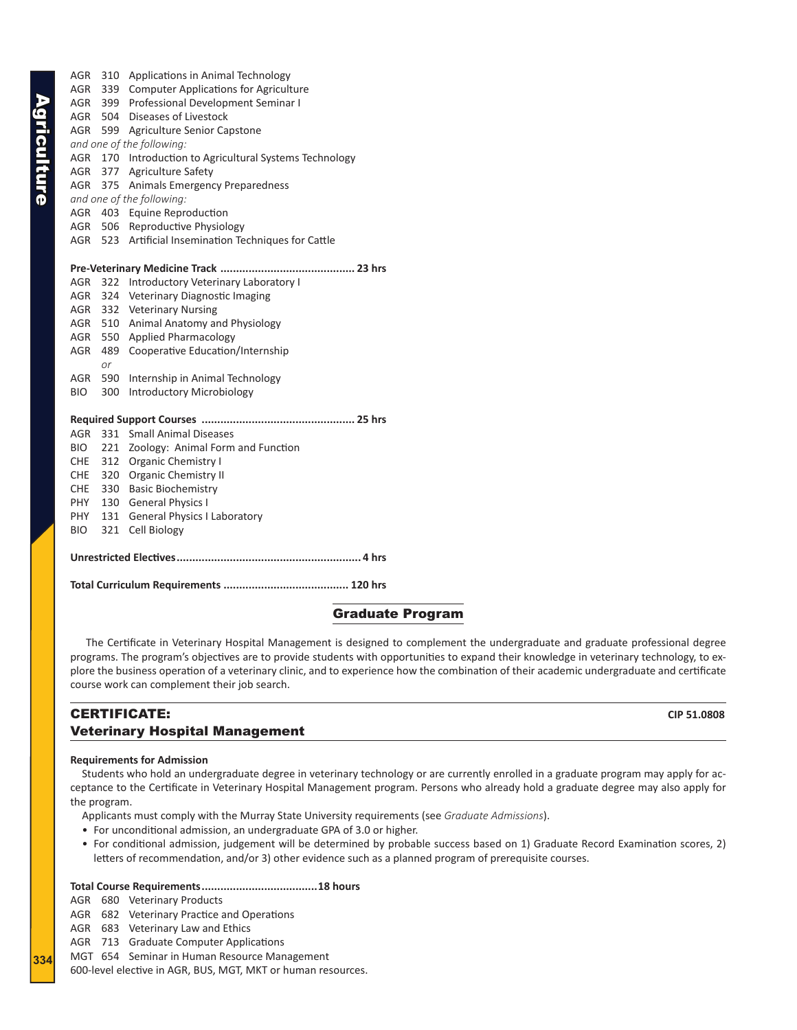AGR 310 Applications in Animal Technology
AGR 339 Computer Applications for Agriculture
AGR 399 Professional Development Seminar I
AGR 504 Diseases of Livestock
AGR 599 Agriculture Senior Capstone

*and one of the following:*

AGR 170 Introduction to Agricultural Systems Technology
AGR 377 Agriculture Safety
AGR 375 Animals Emergency Preparedness

*and one of the following:*

AGR 403 Equine Reproduction
AGR 506 Reproductive Physiology
AGR 523 Artificial Insemination Techniques for Cattle

**Pre-Veterinary Medicine Track .......................................... 23 hrs**

AGR 322 Introductory Veterinary Laboratory I
AGR 324 Veterinary Diagnostic Imaging
AGR 332 Veterinary Nursing
AGR 510 Animal Anatomy and Physiology
AGR 550 Applied Pharmacology
AGR 489 Cooperative Education/Internship
*or*
AGR 590 Internship in Animal Technology
BIO 300 Introductory Microbiology

**Required Support Courses ................................................ 25 hrs**

AGR 331 Small Animal Diseases
BIO 221 Zoology: Animal Form and Function
CHE 312 Organic Chemistry I
CHE 320 Organic Chemistry II
CHE 330 Basic Biochemistry
PHY 130 General Physics I
PHY 131 General Physics I Laboratory
BIO 321 Cell Biology

**Unrestricted Electives.......................................................... 4 hrs**

**Total Curriculum Requirements ....................................... 120 hrs**

## Graduate Program

The Certificate in Veterinary Hospital Management is designed to complement the undergraduate and graduate professional degree programs. The program's objectives are to provide students with opportunities to expand their knowledge in veterinary technology, to explore the business operation of a veterinary clinic, and to experience how the combination of their academic undergraduate and certificate course work can complement their job search.

## CERTIFICATE: Veterinary Hospital Management

**CIP 51.0808**

**Requirements for Admission**

Students who hold an undergraduate degree in veterinary technology or are currently enrolled in a graduate program may apply for acceptance to the Certificate in Veterinary Hospital Management program. Persons who already hold a graduate degree may also apply for the program.

Applicants must comply with the Murray State University requirements (see *Graduate Admissions*).

- For unconditional admission, an undergraduate GPA of 3.0 or higher.
- For conditional admission, judgement will be determined by probable success based on 1) Graduate Record Examination scores, 2) letters of recommendation, and/or 3) other evidence such as a planned program of prerequisite courses.

**Total Course Requirements....................................18 hours**

AGR 680 Veterinary Products
AGR 682 Veterinary Practice and Operations
AGR 683 Veterinary Law and Ethics
AGR 713 Graduate Computer Applications
MGT 654 Seminar in Human Resource Management
600-level elective in AGR, BUS, MGT, MKT or human resources.